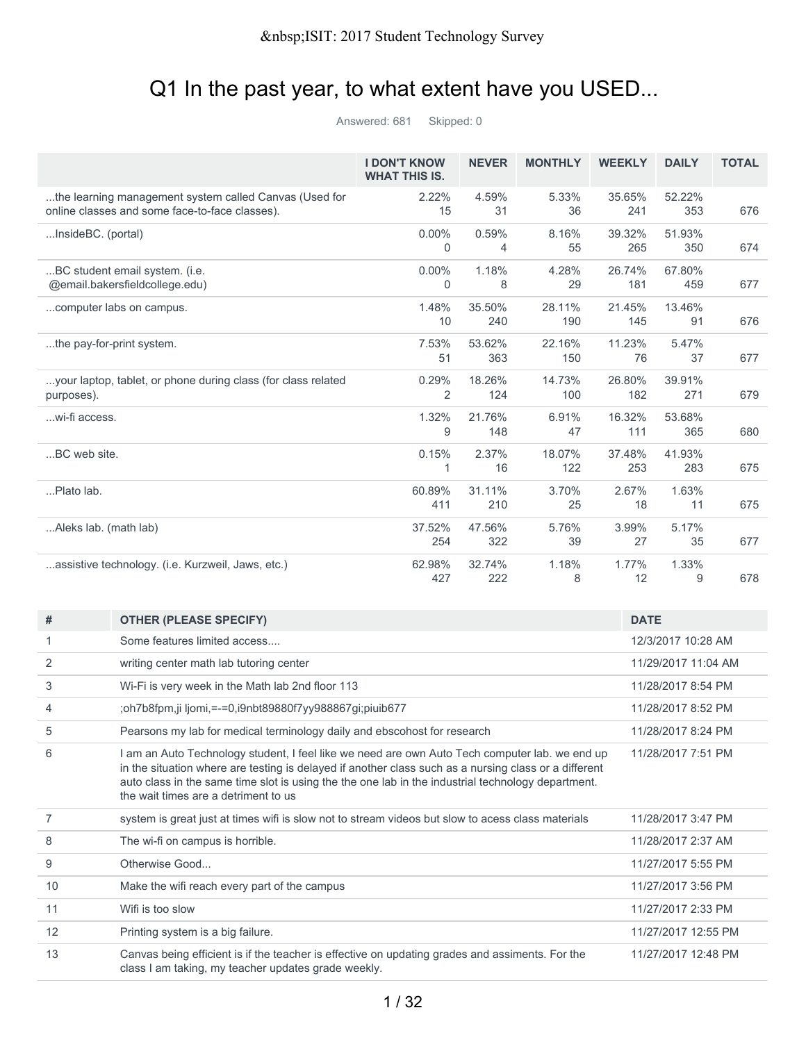# Q1 In the past year, to what extent have you USED...

Answered: 681 Skipped: 0

| | I DON'T KNOW WHAT THIS IS. | NEVER | MONTHLY | WEEKLY | DAILY | TOTAL |
|---|---|---|---|---|---|---|
| ...the learning management system called Canvas (Used for online classes and some face-to-face classes). | 2.22% 15 | 4.59% 31 | 5.33% 36 | 35.65% 241 | 52.22% 353 | 676 |
| ...InsideBC. (portal) | 0.00% 0 | 0.59% 4 | 8.16% 55 | 39.32% 265 | 51.93% 350 | 674 |
| ...BC student email system. (i.e. @email.bakersfieldcollege.edu) | 0.00% 0 | 1.18% 8 | 4.28% 29 | 26.74% 181 | 67.80% 459 | 677 |
| ...computer labs on campus. | 1.48% 10 | 35.50% 240 | 28.11% 190 | 21.45% 145 | 13.46% 91 | 676 |
| ...the pay-for-print system. | 7.53% 51 | 53.62% 363 | 22.16% 150 | 11.23% 76 | 5.47% 37 | 677 |
| ...your laptop, tablet, or phone during class (for class related purposes). | 0.29% 2 | 18.26% 124 | 14.73% 100 | 26.80% 182 | 39.91% 271 | 679 |
| ...wi-fi access. | 1.32% 9 | 21.76% 148 | 6.91% 47 | 16.32% 111 | 53.68% 365 | 680 |
| ...BC web site. | 0.15% 1 | 2.37% 16 | 18.07% 122 | 37.48% 253 | 41.93% 283 | 675 |
| ...Plato lab. | 60.89% 411 | 31.11% 210 | 3.70% 25 | 2.67% 18 | 1.63% 11 | 675 |
| ...Aleks lab. (math lab) | 37.52% 254 | 47.56% 322 | 5.76% 39 | 3.99% 27 | 5.17% 35 | 677 |
| ...assistive technology. (i.e. Kurzweil, Jaws, etc.) | 62.98% 427 | 32.74% 222 | 1.18% 8 | 1.77% 12 | 1.33% 9 | 678 |

| # | OTHER (PLEASE SPECIFY) | DATE |
|---|---|---|
| 1 | Some features limited access.... | 12/3/2017 10:28 AM |
| 2 | writing center math lab tutoring center | 11/29/2017 11:04 AM |
| 3 | Wi-Fi is very week in the Math lab 2nd floor 113 | 11/28/2017 8:54 PM |
| 4 | ;oh7b8fpm,ji ljomi,=-=0,i9nbt89880f7yy988867gi;piuib677 | 11/28/2017 8:52 PM |
| 5 | Pearsons my lab for medical terminology daily and ebscohost for research | 11/28/2017 8:24 PM |
| 6 | I am an Auto Technology student, I feel like we need are own Auto Tech computer lab. we end up in the situation where are testing is delayed if another class such as a nursing class or a different auto class in the same time slot is using the the one lab in the industrial technology department. the wait times are a detriment to us | 11/28/2017 7:51 PM |
| 7 | system is great just at times wifi is slow not to stream videos but slow to acess class materials | 11/28/2017 3:47 PM |
| 8 | The wi-fi on campus is horrible. | 11/28/2017 2:37 AM |
| 9 | Otherwise Good... | 11/27/2017 5:55 PM |
| 10 | Make the wifi reach every part of the campus | 11/27/2017 3:56 PM |
| 11 | Wifi is too slow | 11/27/2017 2:33 PM |
| 12 | Printing system is a big failure. | 11/27/2017 12:55 PM |
| 13 | Canvas being efficient is if the teacher is effective on updating grades and assiments. For the class I am taking, my teacher updates grade weekly. | 11/27/2017 12:48 PM |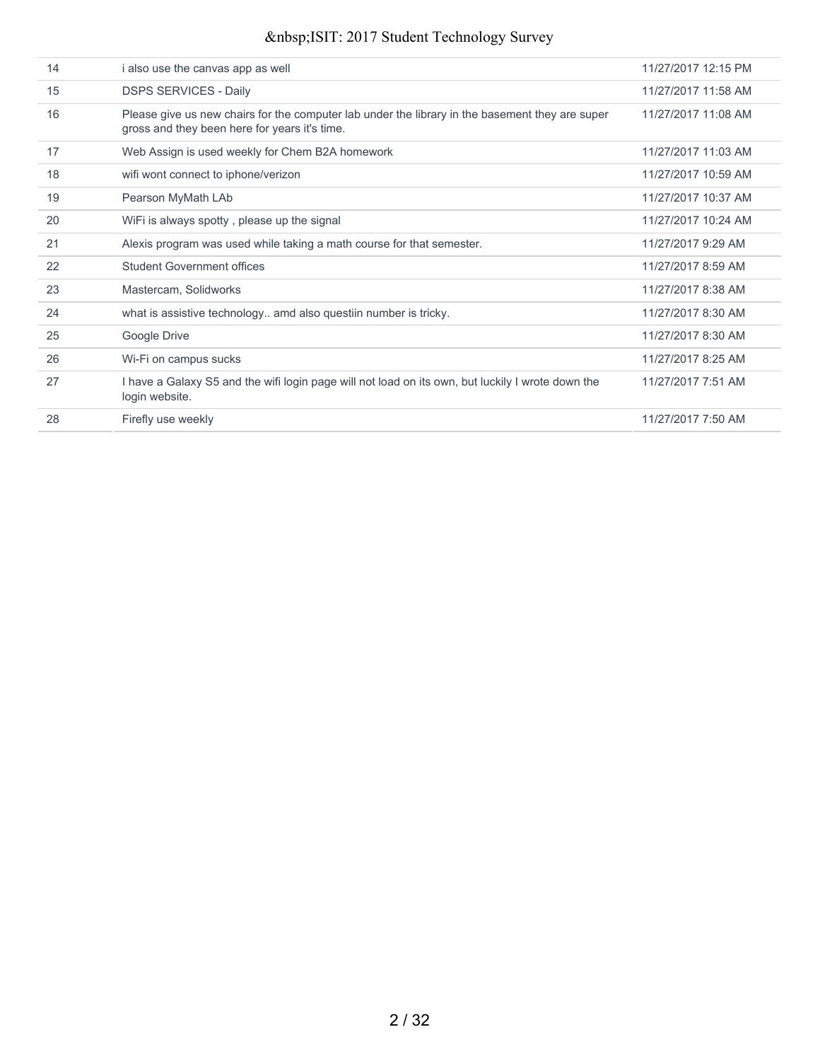| | | |
|---|---|---|
| 14 | i also use the canvas app as well | 11/27/2017 12:15 PM |
| 15 | DSPS SERVICES - Daily | 11/27/2017 11:58 AM |
| 16 | Please give us new chairs for the computer lab under the library in the basement they are super gross and they been here for years it's time. | 11/27/2017 11:08 AM |
| 17 | Web Assign is used weekly for Chem B2A homework | 11/27/2017 11:03 AM |
| 18 | wifi wont connect to iphone/verizon | 11/27/2017 10:59 AM |
| 19 | Pearson MyMath LAb | 11/27/2017 10:37 AM |
| 20 | WiFi is always spotty , please up the signal | 11/27/2017 10:24 AM |
| 21 | Alexis program was used while taking a math course for that semester. | 11/27/2017 9:29 AM |
| 22 | Student Government offices | 11/27/2017 8:59 AM |
| 23 | Mastercam, Solidworks | 11/27/2017 8:38 AM |
| 24 | what is assistive technology.. amd also questiin number is tricky. | 11/27/2017 8:30 AM |
| 25 | Google Drive | 11/27/2017 8:30 AM |
| 26 | Wi-Fi on campus sucks | 11/27/2017 8:25 AM |
| 27 | I have a Galaxy S5 and the wifi login page will not load on its own, but luckily I wrote down the login website. | 11/27/2017 7:51 AM |
| 28 | Firefly use weekly | 11/27/2017 7:50 AM |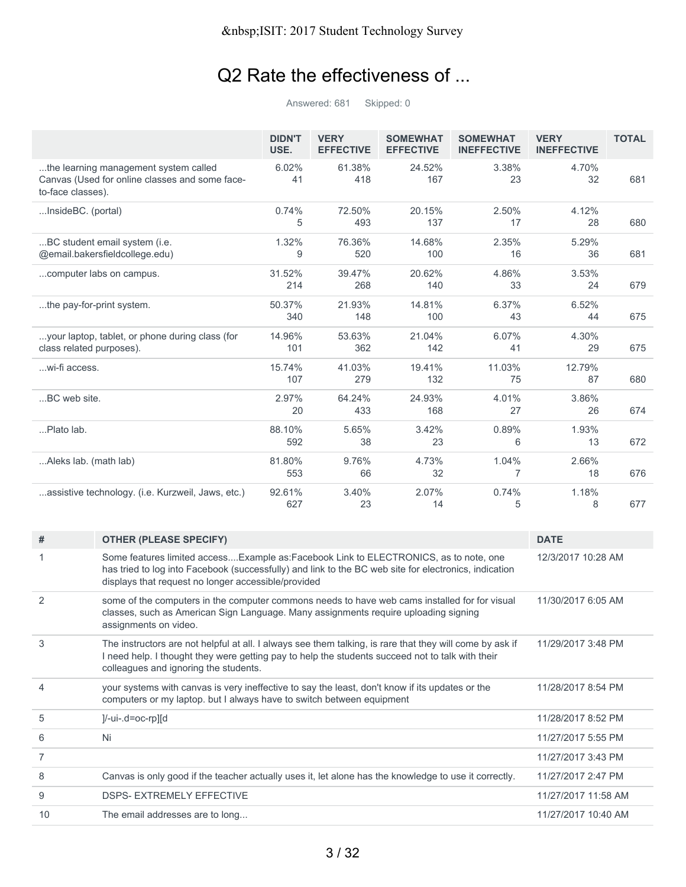# Q2 Rate the effectiveness of ...

Answered: 681 Skipped: 0

| | DIDN'T USE. | VERY EFFECTIVE | SOMEWHAT EFFECTIVE | SOMEWHAT INEFFECTIVE | VERY INEFFECTIVE | TOTAL |
|---|---|---|---|---|---|---|
| ...the learning management system called Canvas (Used for online classes and some face-to-face classes). | 6.02% 41 | 61.38% 418 | 24.52% 167 | 3.38% 23 | 4.70% 32 | 681 |
| ...InsideBC. (portal) | 0.74% 5 | 72.50% 493 | 20.15% 137 | 2.50% 17 | 4.12% 28 | 680 |
| ...BC student email system (i.e. @email.bakersfieldcollege.edu) | 1.32% 9 | 76.36% 520 | 14.68% 100 | 2.35% 16 | 5.29% 36 | 681 |
| ...computer labs on campus. | 31.52% 214 | 39.47% 268 | 20.62% 140 | 4.86% 33 | 3.53% 24 | 679 |
| ...the pay-for-print system. | 50.37% 340 | 21.93% 148 | 14.81% 100 | 6.37% 43 | 6.52% 44 | 675 |
| ...your laptop, tablet, or phone during class (for class related purposes). | 14.96% 101 | 53.63% 362 | 21.04% 142 | 6.07% 41 | 4.30% 29 | 675 |
| ...wi-fi access. | 15.74% 107 | 41.03% 279 | 19.41% 132 | 11.03% 75 | 12.79% 87 | 680 |
| ...BC web site. | 2.97% 20 | 64.24% 433 | 24.93% 168 | 4.01% 27 | 3.86% 26 | 674 |
| ...Plato lab. | 88.10% 592 | 5.65% 38 | 3.42% 23 | 0.89% 6 | 1.93% 13 | 672 |
| ...Aleks lab. (math lab) | 81.80% 553 | 9.76% 66 | 4.73% 32 | 1.04% 7 | 2.66% 18 | 676 |
| ...assistive technology. (i.e. Kurzweil, Jaws, etc.) | 92.61% 627 | 3.40% 23 | 2.07% 14 | 0.74% 5 | 1.18% 8 | 677 |

| # | OTHER (PLEASE SPECIFY) | DATE |
|---|---|---|
| 1 | Some features limited access....Example as:Facebook Link to ELECTRONICS, as to note, one has tried to log into Facebook (successfully) and link to the BC web site for electronics, indication displays that request no longer accessible/provided | 12/3/2017 10:28 AM |
| 2 | some of the computers in the computer commons needs to have web cams installed for for visual classes, such as American Sign Language. Many assignments require uploading signing assignments on video. | 11/30/2017 6:05 AM |
| 3 | The instructors are not helpful at all. I always see them talking, is rare that they will come by ask if I need help. I thought they were getting pay to help the students succeed not to talk with their colleagues and ignoring the students. | 11/29/2017 3:48 PM |
| 4 | your systems with canvas is very ineffective to say the least, don't know if its updates or the computers or my laptop. but I always have to switch between equipment | 11/28/2017 8:54 PM |
| 5 | ]/-ui-.d=oc-rp][d | 11/28/2017 8:52 PM |
| 6 | Ni | 11/27/2017 5:55 PM |
| 7 | | 11/27/2017 3:43 PM |
| 8 | Canvas is only good if the teacher actually uses it, let alone has the knowledge to use it correctly. | 11/27/2017 2:47 PM |
| 9 | DSPS- EXTREMELY EFFECTIVE | 11/27/2017 11:58 AM |
| 10 | The email addresses are to long... | 11/27/2017 10:40 AM |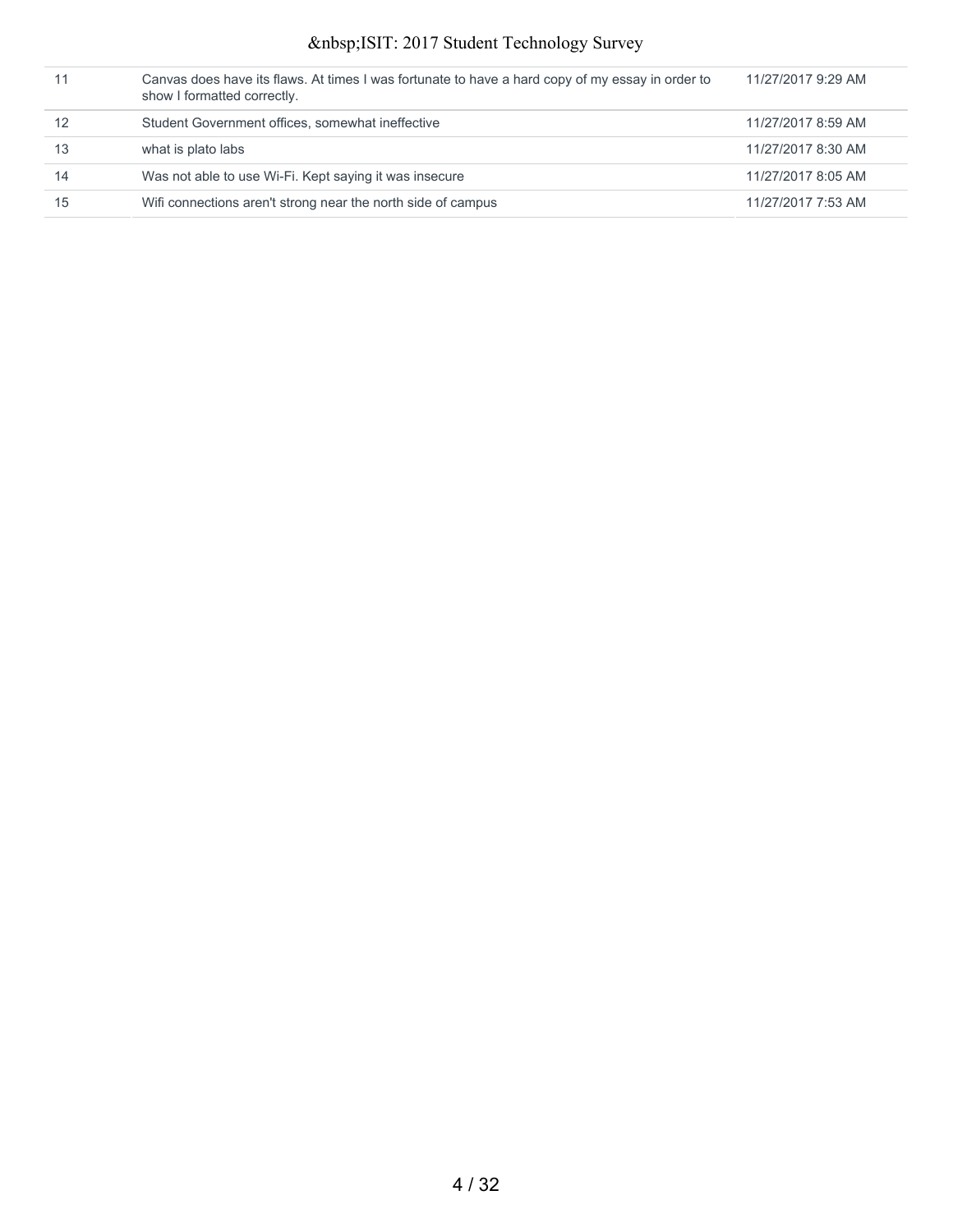| | | |
|---|---|---|
| 11 | Canvas does have its flaws. At times I was fortunate to have a hard copy of my essay in order to show I formatted correctly. | 11/27/2017 9:29 AM |
| 12 | Student Government offices, somewhat ineffective | 11/27/2017 8:59 AM |
| 13 | what is plato labs | 11/27/2017 8:30 AM |
| 14 | Was not able to use Wi-Fi. Kept saying it was insecure | 11/27/2017 8:05 AM |
| 15 | Wifi connections aren't strong near the north side of campus | 11/27/2017 7:53 AM |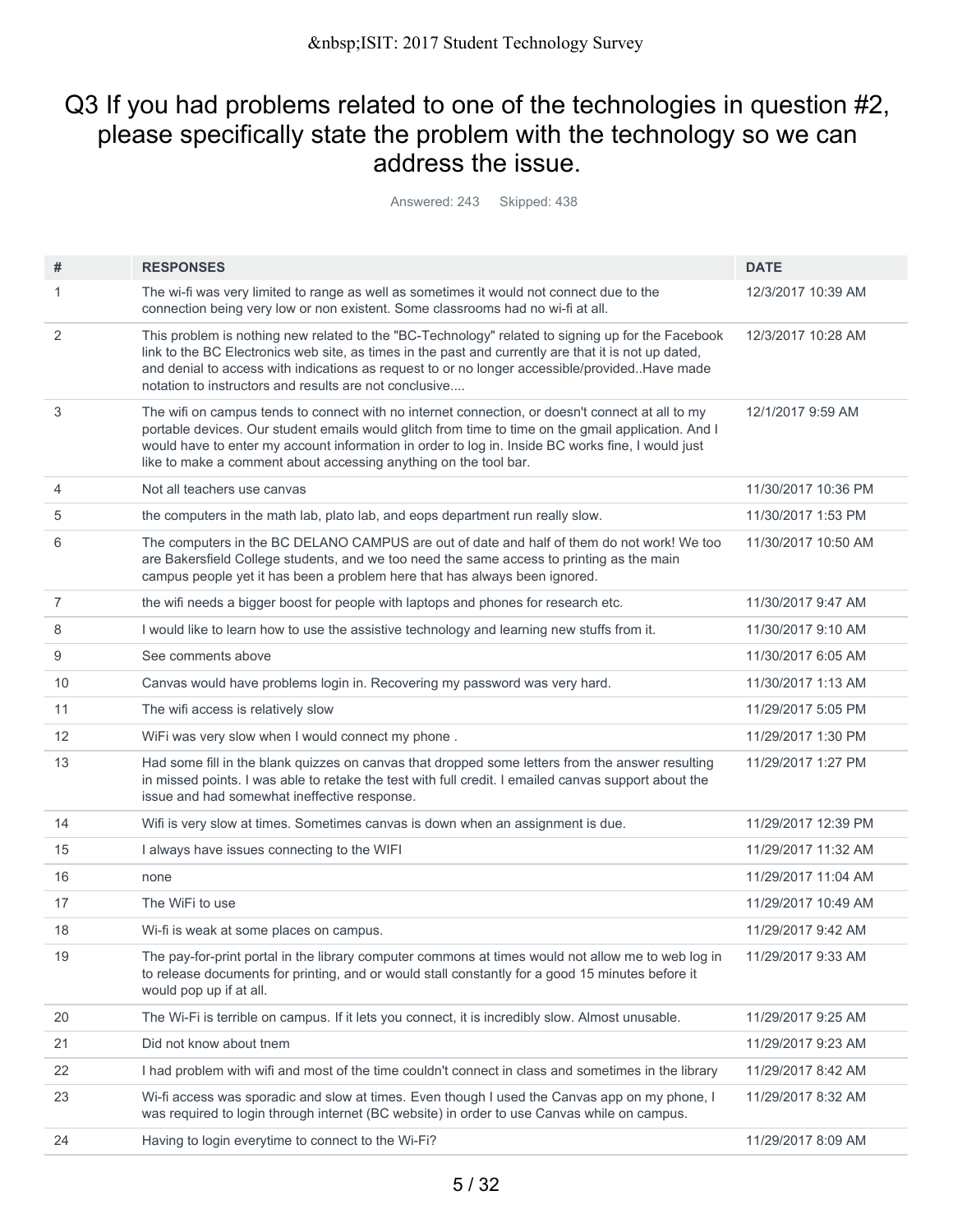# Q3 If you had problems related to one of the technologies in question #2, please specifically state the problem with the technology so we can address the issue.

Answered: 243 Skipped: 438

| # | RESPONSES | DATE |
|---|---|---|
| 1 | The wi-fi was very limited to range as well as sometimes it would not connect due to the connection being very low or non existent. Some classrooms had no wi-fi at all. | 12/3/2017 10:39 AM |
| 2 | This problem is nothing new related to the "BC-Technology" related to signing up for the Facebook link to the BC Electronics web site, as times in the past and currently are that it is not up dated, and denial to access with indications as request to or no longer accessible/provided..Have made notation to instructors and results are not conclusive.... | 12/3/2017 10:28 AM |
| 3 | The wifi on campus tends to connect with no internet connection, or doesn't connect at all to my portable devices. Our student emails would glitch from time to time on the gmail application. And I would have to enter my account information in order to log in. Inside BC works fine, I would just like to make a comment about accessing anything on the tool bar. | 12/1/2017 9:59 AM |
| 4 | Not all teachers use canvas | 11/30/2017 10:36 PM |
| 5 | the computers in the math lab, plato lab, and eops department run really slow. | 11/30/2017 1:53 PM |
| 6 | The computers in the BC DELANO CAMPUS are out of date and half of them do not work! We too are Bakersfield College students, and we too need the same access to printing as the main campus people yet it has been a problem here that has always been ignored. | 11/30/2017 10:50 AM |
| 7 | the wifi needs a bigger boost for people with laptops and phones for research etc. | 11/30/2017 9:47 AM |
| 8 | I would like to learn how to use the assistive technology and learning new stuffs from it. | 11/30/2017 9:10 AM |
| 9 | See comments above | 11/30/2017 6:05 AM |
| 10 | Canvas would have problems login in. Recovering my password was very hard. | 11/30/2017 1:13 AM |
| 11 | The wifi access is relatively slow | 11/29/2017 5:05 PM |
| 12 | WiFi was very slow when I would connect my phone . | 11/29/2017 1:30 PM |
| 13 | Had some fill in the blank quizzes on canvas that dropped some letters from the answer resulting in missed points. I was able to retake the test with full credit. I emailed canvas support about the issue and had somewhat ineffective response. | 11/29/2017 1:27 PM |
| 14 | Wifi is very slow at times. Sometimes canvas is down when an assignment is due. | 11/29/2017 12:39 PM |
| 15 | I always have issues connecting to the WIFI | 11/29/2017 11:32 AM |
| 16 | none | 11/29/2017 11:04 AM |
| 17 | The WiFi to use | 11/29/2017 10:49 AM |
| 18 | Wi-fi is weak at some places on campus. | 11/29/2017 9:42 AM |
| 19 | The pay-for-print portal in the library computer commons at times would not allow me to web log in to release documents for printing, and or would stall constantly for a good 15 minutes before it would pop up if at all. | 11/29/2017 9:33 AM |
| 20 | The Wi-Fi is terrible on campus. If it lets you connect, it is incredibly slow. Almost unusable. | 11/29/2017 9:25 AM |
| 21 | Did not know about tnem | 11/29/2017 9:23 AM |
| 22 | I had problem with wifi and most of the time couldn't connect in class and sometimes in the library | 11/29/2017 8:42 AM |
| 23 | Wi-fi access was sporadic and slow at times. Even though I used the Canvas app on my phone, I was required to login through internet (BC website) in order to use Canvas while on campus. | 11/29/2017 8:32 AM |
| 24 | Having to login everytime to connect to the Wi-Fi? | 11/29/2017 8:09 AM |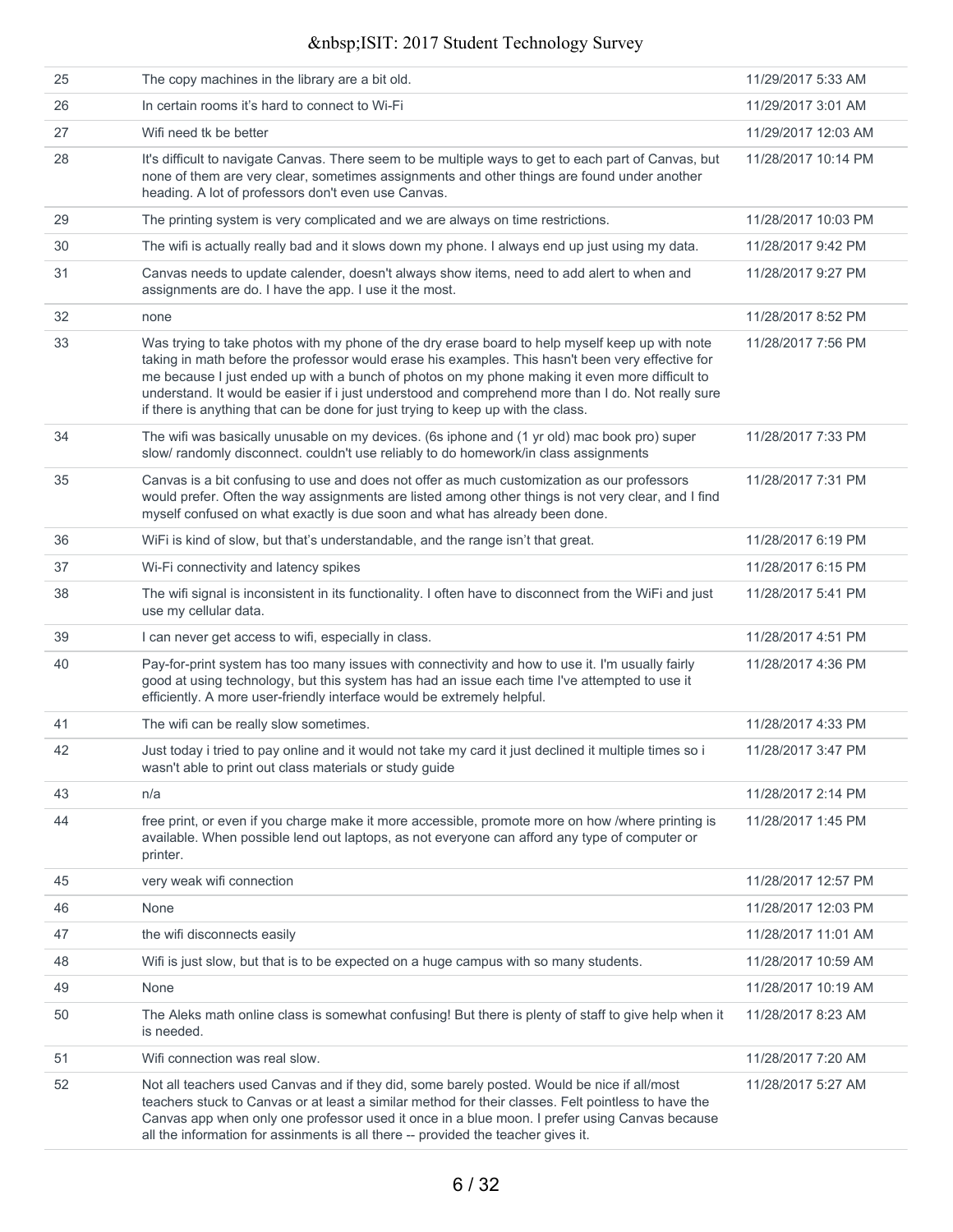| | | |
|---|---|---|
| 25 | The copy machines in the library are a bit old. | 11/29/2017 5:33 AM |
| 26 | In certain rooms it's hard to connect to Wi-Fi | 11/29/2017 3:01 AM |
| 27 | Wifi need tk be better | 11/29/2017 12:03 AM |
| 28 | It's difficult to navigate Canvas. There seem to be multiple ways to get to each part of Canvas, but none of them are very clear, sometimes assignments and other things are found under another heading. A lot of professors don't even use Canvas. | 11/28/2017 10:14 PM |
| 29 | The printing system is very complicated and we are always on time restrictions. | 11/28/2017 10:03 PM |
| 30 | The wifi is actually really bad and it slows down my phone. I always end up just using my data. | 11/28/2017 9:42 PM |
| 31 | Canvas needs to update calender, doesn't always show items, need to add alert to when and assignments are do. I have the app. I use it the most. | 11/28/2017 9:27 PM |
| 32 | none | 11/28/2017 8:52 PM |
| 33 | Was trying to take photos with my phone of the dry erase board to help myself keep up with note taking in math before the professor would erase his examples. This hasn't been very effective for me because I just ended up with a bunch of photos on my phone making it even more difficult to understand. It would be easier if i just understood and comprehend more than I do. Not really sure if there is anything that can be done for just trying to keep up with the class. | 11/28/2017 7:56 PM |
| 34 | The wifi was basically unusable on my devices. (6s iphone and (1 yr old) mac book pro) super slow/ randomly disconnect. couldn't use reliably to do homework/in class assignments | 11/28/2017 7:33 PM |
| 35 | Canvas is a bit confusing to use and does not offer as much customization as our professors would prefer. Often the way assignments are listed among other things is not very clear, and I find myself confused on what exactly is due soon and what has already been done. | 11/28/2017 7:31 PM |
| 36 | WiFi is kind of slow, but that's understandable, and the range isn't that great. | 11/28/2017 6:19 PM |
| 37 | Wi-Fi connectivity and latency spikes | 11/28/2017 6:15 PM |
| 38 | The wifi signal is inconsistent in its functionality. I often have to disconnect from the WiFi and just use my cellular data. | 11/28/2017 5:41 PM |
| 39 | I can never get access to wifi, especially in class. | 11/28/2017 4:51 PM |
| 40 | Pay-for-print system has too many issues with connectivity and how to use it. I'm usually fairly good at using technology, but this system has had an issue each time I've attempted to use it efficiently. A more user-friendly interface would be extremely helpful. | 11/28/2017 4:36 PM |
| 41 | The wifi can be really slow sometimes. | 11/28/2017 4:33 PM |
| 42 | Just today i tried to pay online and it would not take my card it just declined it multiple times so i wasn't able to print out class materials or study guide | 11/28/2017 3:47 PM |
| 43 | n/a | 11/28/2017 2:14 PM |
| 44 | free print, or even if you charge make it more accessible, promote more on how /where printing is available. When possible lend out laptops, as not everyone can afford any type of computer or printer. | 11/28/2017 1:45 PM |
| 45 | very weak wifi connection | 11/28/2017 12:57 PM |
| 46 | None | 11/28/2017 12:03 PM |
| 47 | the wifi disconnects easily | 11/28/2017 11:01 AM |
| 48 | Wifi is just slow, but that is to be expected on a huge campus with so many students. | 11/28/2017 10:59 AM |
| 49 | None | 11/28/2017 10:19 AM |
| 50 | The Aleks math online class is somewhat confusing! But there is plenty of staff to give help when it is needed. | 11/28/2017 8:23 AM |
| 51 | Wifi connection was real slow. | 11/28/2017 7:20 AM |
| 52 | Not all teachers used Canvas and if they did, some barely posted. Would be nice if all/most teachers stuck to Canvas or at least a similar method for their classes. Felt pointless to have the Canvas app when only one professor used it once in a blue moon. I prefer using Canvas because all the information for assinments is all there -- provided the teacher gives it. | 11/28/2017 5:27 AM |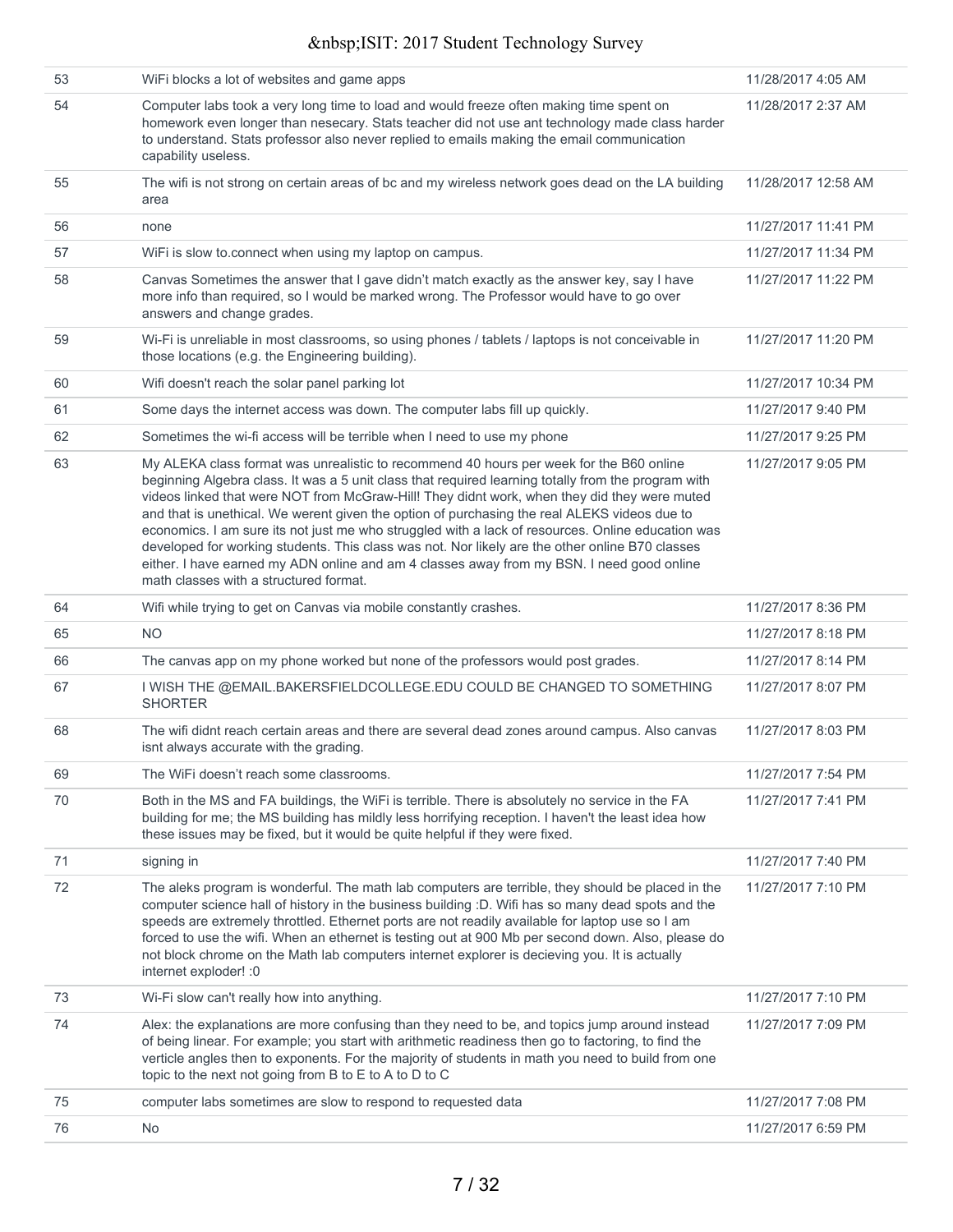| | | |
|---|---|---|
| 53 | WiFi blocks a lot of websites and game apps | 11/28/2017 4:05 AM |
| 54 | Computer labs took a very long time to load and would freeze often making time spent on homework even longer than nesecary. Stats teacher did not use ant technology made class harder to understand. Stats professor also never replied to emails making the email communication capability useless. | 11/28/2017 2:37 AM |
| 55 | The wifi is not strong on certain areas of bc and my wireless network goes dead on the LA building area | 11/28/2017 12:58 AM |
| 56 | none | 11/27/2017 11:41 PM |
| 57 | WiFi is slow to.connect when using my laptop on campus. | 11/27/2017 11:34 PM |
| 58 | Canvas Sometimes the answer that I gave didn't match exactly as the answer key, say I have more info than required, so I would be marked wrong. The Professor would have to go over answers and change grades. | 11/27/2017 11:22 PM |
| 59 | Wi-Fi is unreliable in most classrooms, so using phones / tablets / laptops is not conceivable in those locations (e.g. the Engineering building). | 11/27/2017 11:20 PM |
| 60 | Wifi doesn't reach the solar panel parking lot | 11/27/2017 10:34 PM |
| 61 | Some days the internet access was down. The computer labs fill up quickly. | 11/27/2017 9:40 PM |
| 62 | Sometimes the wi-fi access will be terrible when I need to use my phone | 11/27/2017 9:25 PM |
| 63 | My ALEKA class format was unrealistic to recommend 40 hours per week for the B60 online beginning Algebra class. It was a 5 unit class that required learning totally from the program with videos linked that were NOT from McGraw-Hill! They didnt work, when they did they were muted and that is unethical. We werent given the option of purchasing the real ALEKS videos due to economics. I am sure its not just me who struggled with a lack of resources. Online education was developed for working students. This class was not. Nor likely are the other online B70 classes either. I have earned my ADN online and am 4 classes away from my BSN. I need good online math classes with a structured format. | 11/27/2017 9:05 PM |
| 64 | Wifi while trying to get on Canvas via mobile constantly crashes. | 11/27/2017 8:36 PM |
| 65 | NO | 11/27/2017 8:18 PM |
| 66 | The canvas app on my phone worked but none of the professors would post grades. | 11/27/2017 8:14 PM |
| 67 | I WISH THE @EMAIL.BAKERSFIELDCOLLEGE.EDU COULD BE CHANGED TO SOMETHING SHORTER | 11/27/2017 8:07 PM |
| 68 | The wifi didnt reach certain areas and there are several dead zones around campus. Also canvas isnt always accurate with the grading. | 11/27/2017 8:03 PM |
| 69 | The WiFi doesn't reach some classrooms. | 11/27/2017 7:54 PM |
| 70 | Both in the MS and FA buildings, the WiFi is terrible. There is absolutely no service in the FA building for me; the MS building has mildly less horrifying reception. I haven't the least idea how these issues may be fixed, but it would be quite helpful if they were fixed. | 11/27/2017 7:41 PM |
| 71 | signing in | 11/27/2017 7:40 PM |
| 72 | The aleks program is wonderful. The math lab computers are terrible, they should be placed in the computer science hall of history in the business building :D. Wifi has so many dead spots and the speeds are extremely throttled. Ethernet ports are not readily available for laptop use so I am forced to use the wifi. When an ethernet is testing out at 900 Mb per second down. Also, please do not block chrome on the Math lab computers internet explorer is decieving you. It is actually internet exploder! :0 | 11/27/2017 7:10 PM |
| 73 | Wi-Fi slow can't really how into anything. | 11/27/2017 7:10 PM |
| 74 | Alex: the explanations are more confusing than they need to be, and topics jump around instead of being linear. For example; you start with arithmetic readiness then go to factoring, to find the verticle angles then to exponents. For the majority of students in math you need to build from one topic to the next not going from B to E to A to D to C | 11/27/2017 7:09 PM |
| 75 | computer labs sometimes are slow to respond to requested data | 11/27/2017 7:08 PM |
| 76 | No | 11/27/2017 6:59 PM |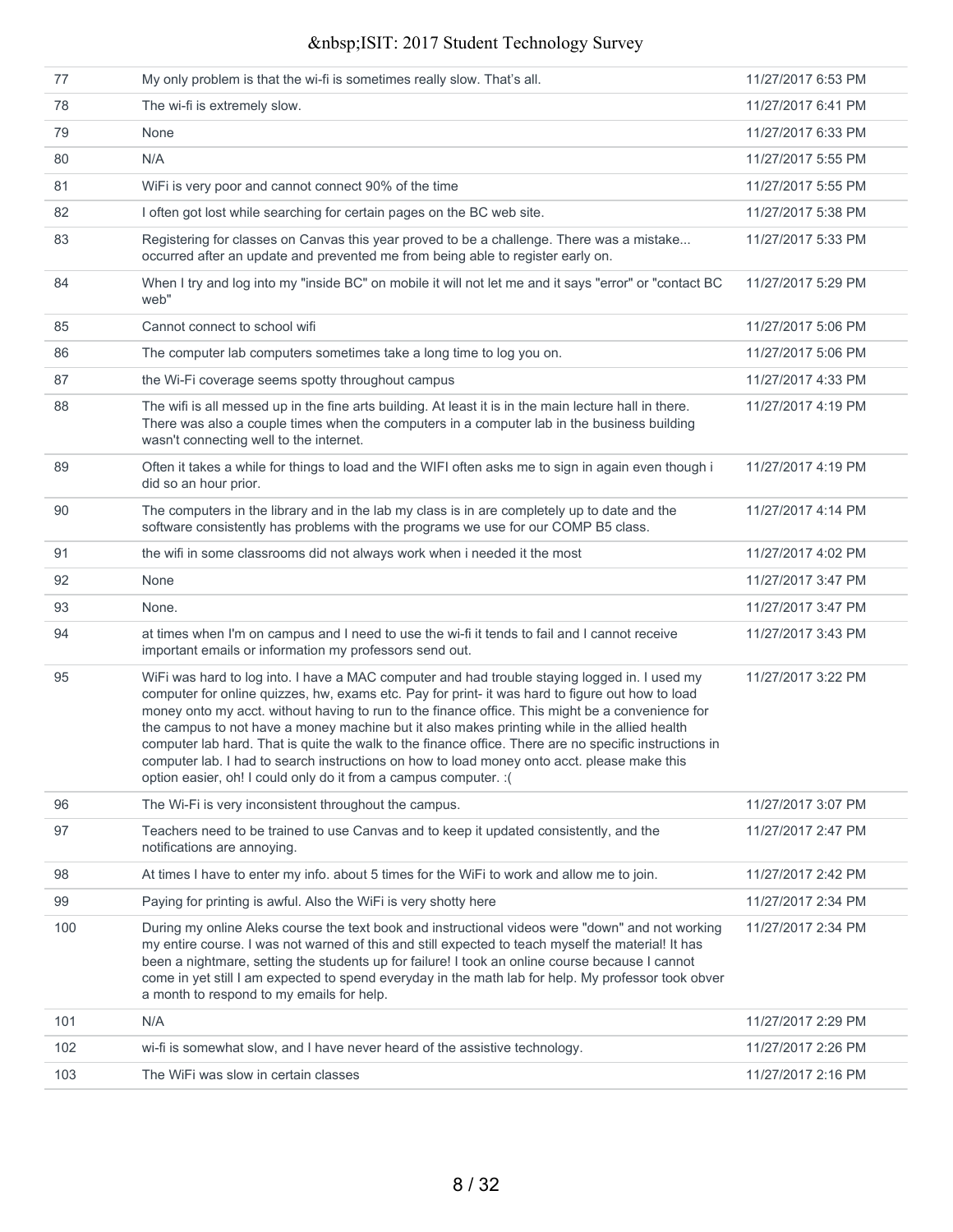| | | |
|---|---|---|
| 77 | My only problem is that the wi-fi is sometimes really slow. That's all. | 11/27/2017 6:53 PM |
| 78 | The wi-fi is extremely slow. | 11/27/2017 6:41 PM |
| 79 | None | 11/27/2017 6:33 PM |
| 80 | N/A | 11/27/2017 5:55 PM |
| 81 | WiFi is very poor and cannot connect 90% of the time | 11/27/2017 5:55 PM |
| 82 | I often got lost while searching for certain pages on the BC web site. | 11/27/2017 5:38 PM |
| 83 | Registering for classes on Canvas this year proved to be a challenge. There was a mistake... occurred after an update and prevented me from being able to register early on. | 11/27/2017 5:33 PM |
| 84 | When I try and log into my "inside BC" on mobile it will not let me and it says "error" or "contact BC web" | 11/27/2017 5:29 PM |
| 85 | Cannot connect to school wifi | 11/27/2017 5:06 PM |
| 86 | The computer lab computers sometimes take a long time to log you on. | 11/27/2017 5:06 PM |
| 87 | the Wi-Fi coverage seems spotty throughout campus | 11/27/2017 4:33 PM |
| 88 | The wifi is all messed up in the fine arts building. At least it is in the main lecture hall in there. There was also a couple times when the computers in a computer lab in the business building wasn't connecting well to the internet. | 11/27/2017 4:19 PM |
| 89 | Often it takes a while for things to load and the WIFI often asks me to sign in again even though i did so an hour prior. | 11/27/2017 4:19 PM |
| 90 | The computers in the library and in the lab my class is in are completely up to date and the software consistently has problems with the programs we use for our COMP B5 class. | 11/27/2017 4:14 PM |
| 91 | the wifi in some classrooms did not always work when i needed it the most | 11/27/2017 4:02 PM |
| 92 | None | 11/27/2017 3:47 PM |
| 93 | None. | 11/27/2017 3:47 PM |
| 94 | at times when I'm on campus and I need to use the wi-fi it tends to fail and I cannot receive important emails or information my professors send out. | 11/27/2017 3:43 PM |
| 95 | WiFi was hard to log into. I have a MAC computer and had trouble staying logged in. I used my computer for online quizzes, hw, exams etc. Pay for print- it was hard to figure out how to load money onto my acct. without having to run to the finance office. This might be a convenience for the campus to not have a money machine but it also makes printing while in the allied health computer lab hard. That is quite the walk to the finance office. There are no specific instructions in computer lab. I had to search instructions on how to load money onto acct. please make this option easier, oh! I could only do it from a campus computer. :( | 11/27/2017 3:22 PM |
| 96 | The Wi-Fi is very inconsistent throughout the campus. | 11/27/2017 3:07 PM |
| 97 | Teachers need to be trained to use Canvas and to keep it updated consistently, and the notifications are annoying. | 11/27/2017 2:47 PM |
| 98 | At times I have to enter my info. about 5 times for the WiFi to work and allow me to join. | 11/27/2017 2:42 PM |
| 99 | Paying for printing is awful. Also the WiFi is very shotty here | 11/27/2017 2:34 PM |
| 100 | During my online Aleks course the text book and instructional videos were "down" and not working my entire course. I was not warned of this and still expected to teach myself the material! It has been a nightmare, setting the students up for failure! I took an online course because I cannot come in yet still I am expected to spend everyday in the math lab for help. My professor took obver a month to respond to my emails for help. | 11/27/2017 2:34 PM |
| 101 | N/A | 11/27/2017 2:29 PM |
| 102 | wi-fi is somewhat slow, and I have never heard of the assistive technology. | 11/27/2017 2:26 PM |
| 103 | The WiFi was slow in certain classes | 11/27/2017 2:16 PM |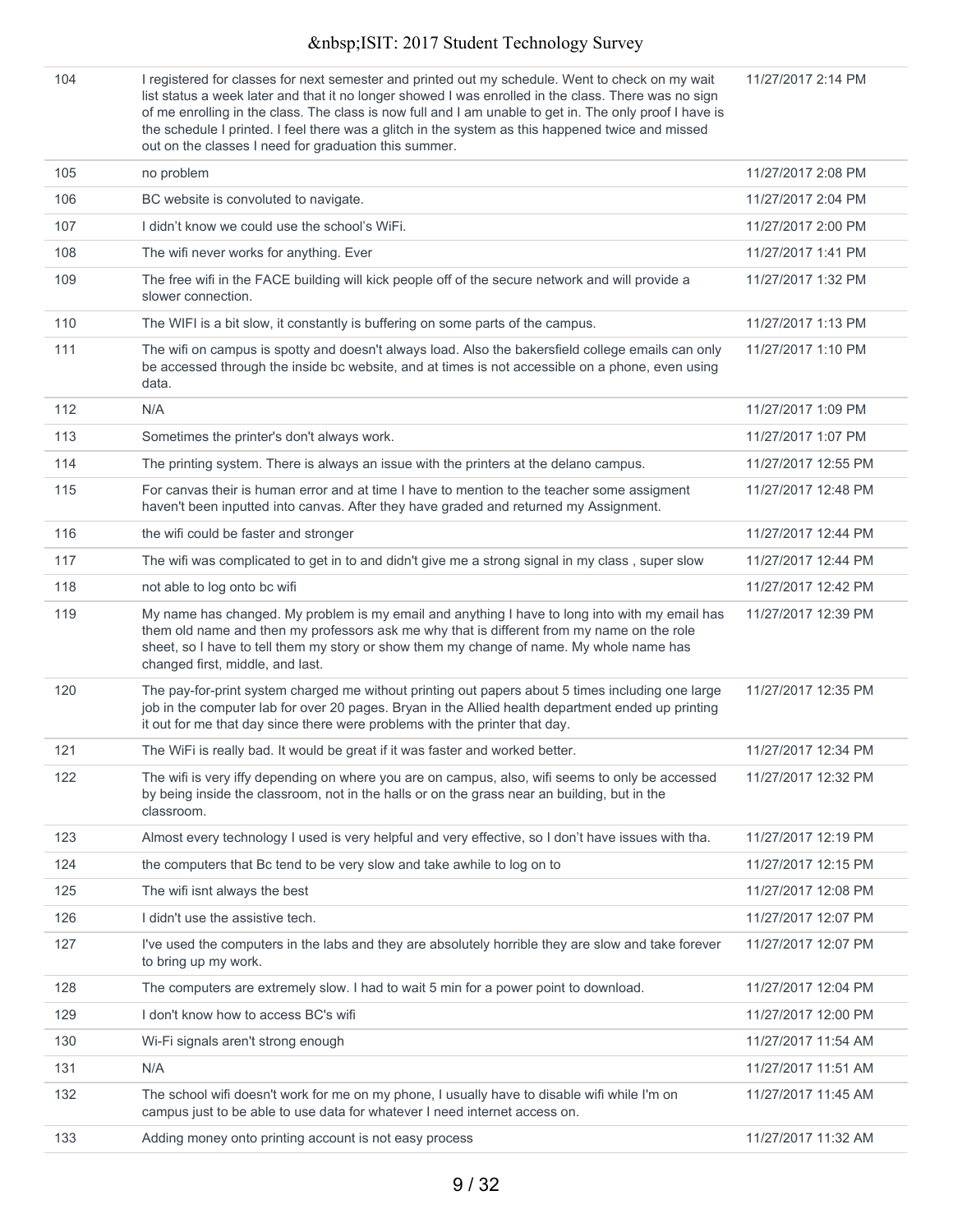| | | |
|---|---|---|
| 104 | I registered for classes for next semester and printed out my schedule. Went to check on my wait list status a week later and that it no longer showed I was enrolled in the class. There was no sign of me enrolling in the class. The class is now full and I am unable to get in. The only proof I have is the schedule I printed. I feel there was a glitch in the system as this happened twice and missed out on the classes I need for graduation this summer. | 11/27/2017 2:14 PM |
| 105 | no problem | 11/27/2017 2:08 PM |
| 106 | BC website is convoluted to navigate. | 11/27/2017 2:04 PM |
| 107 | I didn't know we could use the school's WiFi. | 11/27/2017 2:00 PM |
| 108 | The wifi never works for anything. Ever | 11/27/2017 1:41 PM |
| 109 | The free wifi in the FACE building will kick people off of the secure network and will provide a slower connection. | 11/27/2017 1:32 PM |
| 110 | The WIFI is a bit slow, it constantly is buffering on some parts of the campus. | 11/27/2017 1:13 PM |
| 111 | The wifi on campus is spotty and doesn't always load. Also the bakersfield college emails can only be accessed through the inside bc website, and at times is not accessible on a phone, even using data. | 11/27/2017 1:10 PM |
| 112 | N/A | 11/27/2017 1:09 PM |
| 113 | Sometimes the printer's don't always work. | 11/27/2017 1:07 PM |
| 114 | The printing system. There is always an issue with the printers at the delano campus. | 11/27/2017 12:55 PM |
| 115 | For canvas their is human error and at time I have to mention to the teacher some assigment haven't been inputted into canvas. After they have graded and returned my Assignment. | 11/27/2017 12:48 PM |
| 116 | the wifi could be faster and stronger | 11/27/2017 12:44 PM |
| 117 | The wifi was complicated to get in to and didn't give me a strong signal in my class , super slow | 11/27/2017 12:44 PM |
| 118 | not able to log onto bc wifi | 11/27/2017 12:42 PM |
| 119 | My name has changed. My problem is my email and anything I have to long into with my email has them old name and then my professors ask me why that is different from my name on the role sheet, so I have to tell them my story or show them my change of name. My whole name has changed first, middle, and last. | 11/27/2017 12:39 PM |
| 120 | The pay-for-print system charged me without printing out papers about 5 times including one large job in the computer lab for over 20 pages. Bryan in the Allied health department ended up printing it out for me that day since there were problems with the printer that day. | 11/27/2017 12:35 PM |
| 121 | The WiFi is really bad. It would be great if it was faster and worked better. | 11/27/2017 12:34 PM |
| 122 | The wifi is very iffy depending on where you are on campus, also, wifi seems to only be accessed by being inside the classroom, not in the halls or on the grass near an building, but in the classroom. | 11/27/2017 12:32 PM |
| 123 | Almost every technology I used is very helpful and very effective, so I don't have issues with tha. | 11/27/2017 12:19 PM |
| 124 | the computers that Bc tend to be very slow and take awhile to log on to | 11/27/2017 12:15 PM |
| 125 | The wifi isnt always the best | 11/27/2017 12:08 PM |
| 126 | I didn't use the assistive tech. | 11/27/2017 12:07 PM |
| 127 | I've used the computers in the labs and they are absolutely horrible they are slow and take forever to bring up my work. | 11/27/2017 12:07 PM |
| 128 | The computers are extremely slow. I had to wait 5 min for a power point to download. | 11/27/2017 12:04 PM |
| 129 | I don't know how to access BC's wifi | 11/27/2017 12:00 PM |
| 130 | Wi-Fi signals aren't strong enough | 11/27/2017 11:54 AM |
| 131 | N/A | 11/27/2017 11:51 AM |
| 132 | The school wifi doesn't work for me on my phone, I usually have to disable wifi while I'm on campus just to be able to use data for whatever I need internet access on. | 11/27/2017 11:45 AM |
| 133 | Adding money onto printing account is not easy process | 11/27/2017 11:32 AM |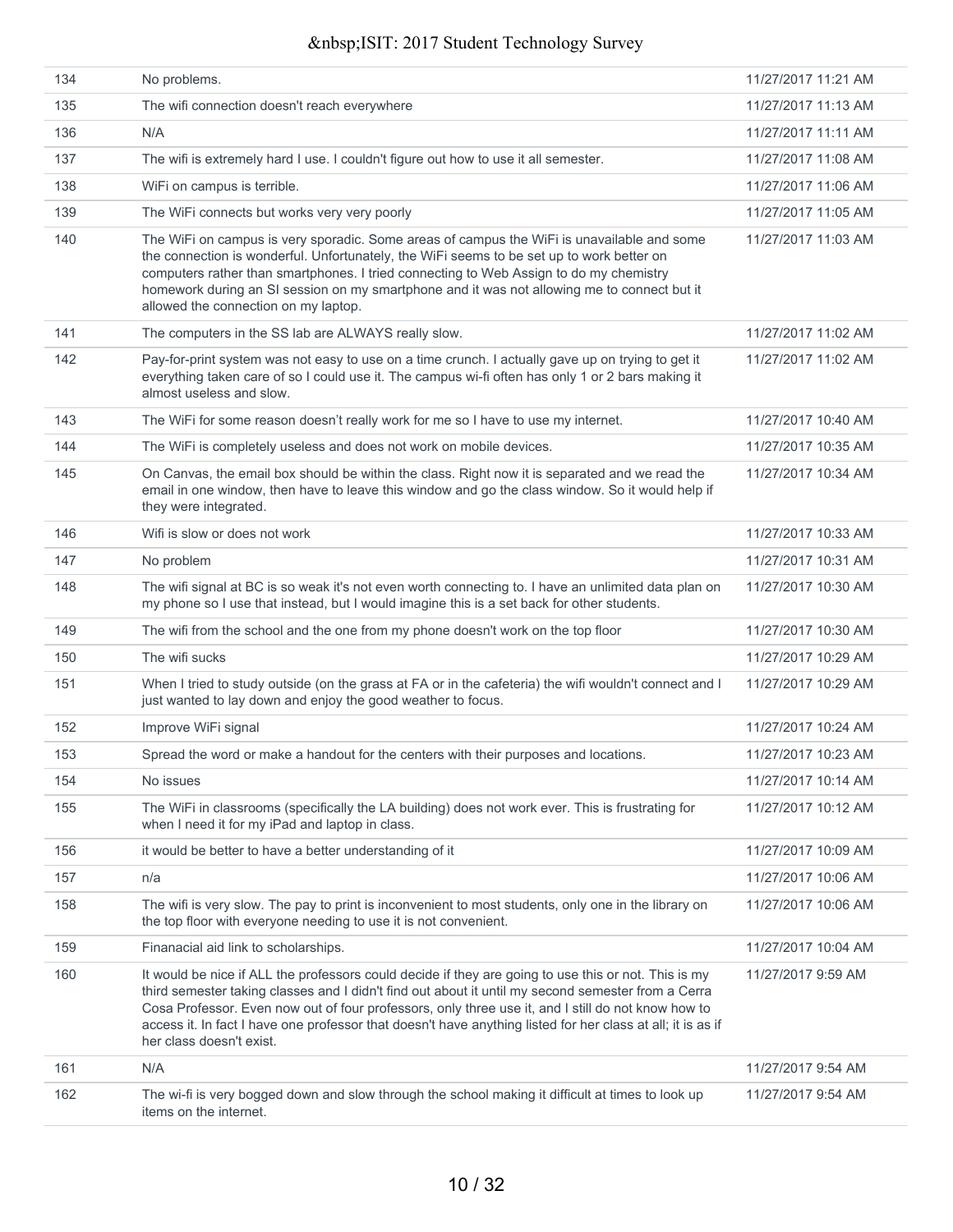| | | |
|---|---|---|
| 134 | No problems. | 11/27/2017 11:21 AM |
| 135 | The wifi connection doesn't reach everywhere | 11/27/2017 11:13 AM |
| 136 | N/A | 11/27/2017 11:11 AM |
| 137 | The wifi is extremely hard I use. I couldn't figure out how to use it all semester. | 11/27/2017 11:08 AM |
| 138 | WiFi on campus is terrible. | 11/27/2017 11:06 AM |
| 139 | The WiFi connects but works very very poorly | 11/27/2017 11:05 AM |
| 140 | The WiFi on campus is very sporadic. Some areas of campus the WiFi is unavailable and some the connection is wonderful. Unfortunately, the WiFi seems to be set up to work better on computers rather than smartphones. I tried connecting to Web Assign to do my chemistry homework during an SI session on my smartphone and it was not allowing me to connect but it allowed the connection on my laptop. | 11/27/2017 11:03 AM |
| 141 | The computers in the SS lab are ALWAYS really slow. | 11/27/2017 11:02 AM |
| 142 | Pay-for-print system was not easy to use on a time crunch. I actually gave up on trying to get it everything taken care of so I could use it. The campus wi-fi often has only 1 or 2 bars making it almost useless and slow. | 11/27/2017 11:02 AM |
| 143 | The WiFi for some reason doesn't really work for me so I have to use my internet. | 11/27/2017 10:40 AM |
| 144 | The WiFi is completely useless and does not work on mobile devices. | 11/27/2017 10:35 AM |
| 145 | On Canvas, the email box should be within the class. Right now it is separated and we read the email in one window, then have to leave this window and go the class window. So it would help if they were integrated. | 11/27/2017 10:34 AM |
| 146 | Wifi is slow or does not work | 11/27/2017 10:33 AM |
| 147 | No problem | 11/27/2017 10:31 AM |
| 148 | The wifi signal at BC is so weak it's not even worth connecting to. I have an unlimited data plan on my phone so I use that instead, but I would imagine this is a set back for other students. | 11/27/2017 10:30 AM |
| 149 | The wifi from the school and the one from my phone doesn't work on the top floor | 11/27/2017 10:30 AM |
| 150 | The wifi sucks | 11/27/2017 10:29 AM |
| 151 | When I tried to study outside (on the grass at FA or in the cafeteria) the wifi wouldn't connect and I just wanted to lay down and enjoy the good weather to focus. | 11/27/2017 10:29 AM |
| 152 | Improve WiFi signal | 11/27/2017 10:24 AM |
| 153 | Spread the word or make a handout for the centers with their purposes and locations. | 11/27/2017 10:23 AM |
| 154 | No issues | 11/27/2017 10:14 AM |
| 155 | The WiFi in classrooms (specifically the LA building) does not work ever. This is frustrating for when I need it for my iPad and laptop in class. | 11/27/2017 10:12 AM |
| 156 | it would be better to have a better understanding of it | 11/27/2017 10:09 AM |
| 157 | n/a | 11/27/2017 10:06 AM |
| 158 | The wifi is very slow. The pay to print is inconvenient to most students, only one in the library on the top floor with everyone needing to use it is not convenient. | 11/27/2017 10:06 AM |
| 159 | Finanacial aid link to scholarships. | 11/27/2017 10:04 AM |
| 160 | It would be nice if ALL the professors could decide if they are going to use this or not. This is my third semester taking classes and I didn't find out about it until my second semester from a Cerra Cosa Professor. Even now out of four professors, only three use it, and I still do not know how to access it. In fact I have one professor that doesn't have anything listed for her class at all; it is as if her class doesn't exist. | 11/27/2017 9:59 AM |
| 161 | N/A | 11/27/2017 9:54 AM |
| 162 | The wi-fi is very bogged down and slow through the school making it difficult at times to look up items on the internet. | 11/27/2017 9:54 AM |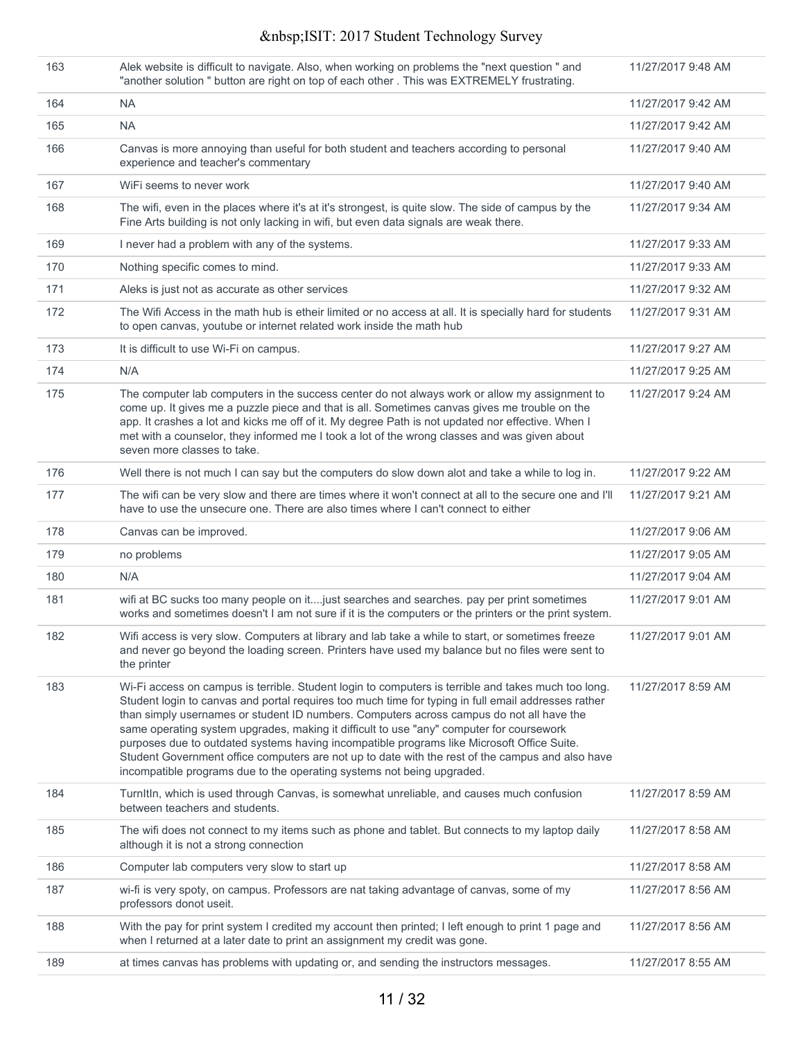| | | |
|---|---|---|
| 163 | Alek website is difficult to navigate. Also, when working on problems the "next question " and "another solution " button are right on top of each other . This was EXTREMELY frustrating. | 11/27/2017 9:48 AM |
| 164 | NA | 11/27/2017 9:42 AM |
| 165 | NA | 11/27/2017 9:42 AM |
| 166 | Canvas is more annoying than useful for both student and teachers according to personal experience and teacher's commentary | 11/27/2017 9:40 AM |
| 167 | WiFi seems to never work | 11/27/2017 9:40 AM |
| 168 | The wifi, even in the places where it's at it's strongest, is quite slow. The side of campus by the Fine Arts building is not only lacking in wifi, but even data signals are weak there. | 11/27/2017 9:34 AM |
| 169 | I never had a problem with any of the systems. | 11/27/2017 9:33 AM |
| 170 | Nothing specific comes to mind. | 11/27/2017 9:33 AM |
| 171 | Aleks is just not as accurate as other services | 11/27/2017 9:32 AM |
| 172 | The Wifi Access in the math hub is etheir limited or no access at all. It is specially hard for students to open canvas, youtube or internet related work inside the math hub | 11/27/2017 9:31 AM |
| 173 | It is difficult to use Wi-Fi on campus. | 11/27/2017 9:27 AM |
| 174 | N/A | 11/27/2017 9:25 AM |
| 175 | The computer lab computers in the success center do not always work or allow my assignment to come up. It gives me a puzzle piece and that is all. Sometimes canvas gives me trouble on the app. It crashes a lot and kicks me off of it. My degree Path is not updated nor effective. When I met with a counselor, they informed me I took a lot of the wrong classes and was given about seven more classes to take. | 11/27/2017 9:24 AM |
| 176 | Well there is not much I can say but the computers do slow down alot and take a while to log in. | 11/27/2017 9:22 AM |
| 177 | The wifi can be very slow and there are times where it won't connect at all to the secure one and I'll have to use the unsecure one. There are also times where I can't connect to either | 11/27/2017 9:21 AM |
| 178 | Canvas can be improved. | 11/27/2017 9:06 AM |
| 179 | no problems | 11/27/2017 9:05 AM |
| 180 | N/A | 11/27/2017 9:04 AM |
| 181 | wifi at BC sucks too many people on it....just searches and searches. pay per print sometimes works and sometimes doesn't I am not sure if it is the computers or the printers or the print system. | 11/27/2017 9:01 AM |
| 182 | Wifi access is very slow. Computers at library and lab take a while to start, or sometimes freeze and never go beyond the loading screen. Printers have used my balance but no files were sent to the printer | 11/27/2017 9:01 AM |
| 183 | Wi-Fi access on campus is terrible. Student login to computers is terrible and takes much too long. Student login to canvas and portal requires too much time for typing in full email addresses rather than simply usernames or student ID numbers. Computers across campus do not all have the same operating system upgrades, making it difficult to use "any" computer for coursework purposes due to outdated systems having incompatible programs like Microsoft Office Suite. Student Government office computers are not up to date with the rest of the campus and also have incompatible programs due to the operating systems not being upgraded. | 11/27/2017 8:59 AM |
| 184 | TurnItIn, which is used through Canvas, is somewhat unreliable, and causes much confusion between teachers and students. | 11/27/2017 8:59 AM |
| 185 | The wifi does not connect to my items such as phone and tablet. But connects to my laptop daily although it is not a strong connection | 11/27/2017 8:58 AM |
| 186 | Computer lab computers very slow to start up | 11/27/2017 8:58 AM |
| 187 | wi-fi is very spoty, on campus. Professors are nat taking advantage of canvas, some of my professors donot useit. | 11/27/2017 8:56 AM |
| 188 | With the pay for print system I credited my account then printed; I left enough to print 1 page and when I returned at a later date to print an assignment my credit was gone. | 11/27/2017 8:56 AM |
| 189 | at times canvas has problems with updating or, and sending the instructors messages. | 11/27/2017 8:55 AM |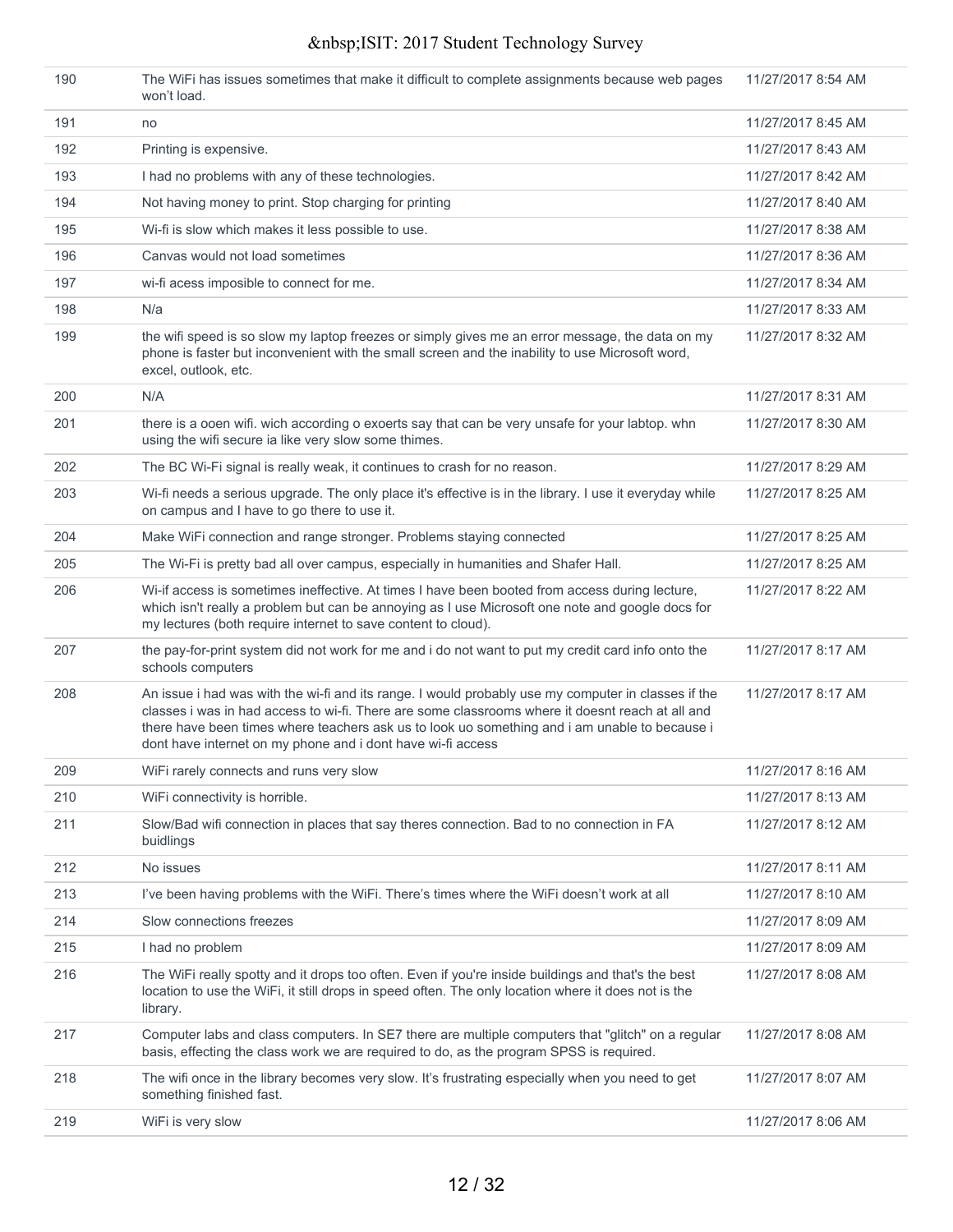| | | |
|---|---|---|
| 190 | The WiFi has issues sometimes that make it difficult to complete assignments because web pages won’t load. | 11/27/2017 8:54 AM |
| 191 | no | 11/27/2017 8:45 AM |
| 192 | Printing is expensive. | 11/27/2017 8:43 AM |
| 193 | I had no problems with any of these technologies. | 11/27/2017 8:42 AM |
| 194 | Not having money to print. Stop charging for printing | 11/27/2017 8:40 AM |
| 195 | Wi-fi is slow which makes it less possible to use. | 11/27/2017 8:38 AM |
| 196 | Canvas would not load sometimes | 11/27/2017 8:36 AM |
| 197 | wi-fi acess imposible to connect for me. | 11/27/2017 8:34 AM |
| 198 | N/a | 11/27/2017 8:33 AM |
| 199 | the wifi speed is so slow my laptop freezes or simply gives me an error message, the data on my phone is faster but inconvenient with the small screen and the inability to use Microsoft word, excel, outlook, etc. | 11/27/2017 8:32 AM |
| 200 | N/A | 11/27/2017 8:31 AM |
| 201 | there is a ooen wifi. wich according o exoerts say that can be very unsafe for your labtop. whn using the wifi secure ia like very slow some thimes. | 11/27/2017 8:30 AM |
| 202 | The BC Wi-Fi signal is really weak, it continues to crash for no reason. | 11/27/2017 8:29 AM |
| 203 | Wi-fi needs a serious upgrade. The only place it's effective is in the library. I use it everyday while on campus and I have to go there to use it. | 11/27/2017 8:25 AM |
| 204 | Make WiFi connection and range stronger. Problems staying connected | 11/27/2017 8:25 AM |
| 205 | The Wi-Fi is pretty bad all over campus, especially in humanities and Shafer Hall. | 11/27/2017 8:25 AM |
| 206 | Wi-if access is sometimes ineffective. At times I have been booted from access during lecture, which isn't really a problem but can be annoying as I use Microsoft one note and google docs for my lectures (both require internet to save content to cloud). | 11/27/2017 8:22 AM |
| 207 | the pay-for-print system did not work for me and i do not want to put my credit card info onto the schools computers | 11/27/2017 8:17 AM |
| 208 | An issue i had was with the wi-fi and its range. I would probably use my computer in classes if the classes i was in had access to wi-fi. There are some classrooms where it doesnt reach at all and there have been times where teachers ask us to look uo something and i am unable to because i dont have internet on my phone and i dont have wi-fi access | 11/27/2017 8:17 AM |
| 209 | WiFi rarely connects and runs very slow | 11/27/2017 8:16 AM |
| 210 | WiFi connectivity is horrible. | 11/27/2017 8:13 AM |
| 211 | Slow/Bad wifi connection in places that say theres connection. Bad to no connection in FA buidlings | 11/27/2017 8:12 AM |
| 212 | No issues | 11/27/2017 8:11 AM |
| 213 | I’ve been having problems with the WiFi. There’s times where the WiFi doesn’t work at all | 11/27/2017 8:10 AM |
| 214 | Slow connections freezes | 11/27/2017 8:09 AM |
| 215 | I had no problem | 11/27/2017 8:09 AM |
| 216 | The WiFi really spotty and it drops too often. Even if you're inside buildings and that's the best location to use the WiFi, it still drops in speed often. The only location where it does not is the library. | 11/27/2017 8:08 AM |
| 217 | Computer labs and class computers. In SE7 there are multiple computers that "glitch" on a regular basis, effecting the class work we are required to do, as the program SPSS is required. | 11/27/2017 8:08 AM |
| 218 | The wifi once in the library becomes very slow. It’s frustrating especially when you need to get something finished fast. | 11/27/2017 8:07 AM |
| 219 | WiFi is very slow | 11/27/2017 8:06 AM |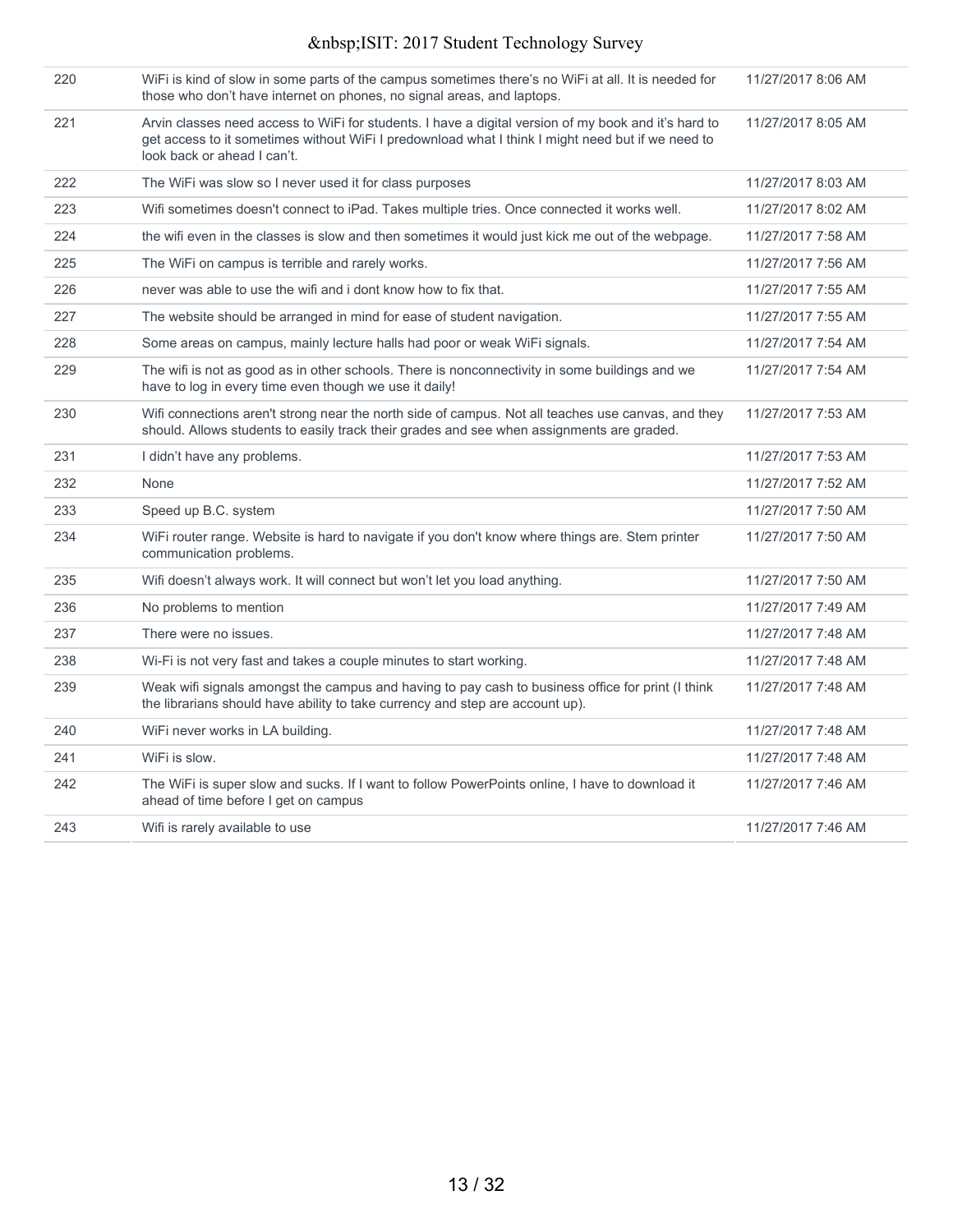| | | |
|---|---|---|
| 220 | WiFi is kind of slow in some parts of the campus sometimes there's no WiFi at all. It is needed for those who don't have internet on phones, no signal areas, and laptops. | 11/27/2017 8:06 AM |
| 221 | Arvin classes need access to WiFi for students. I have a digital version of my book and it's hard to get access to it sometimes without WiFi I predownload what I think I might need but if we need to look back or ahead I can't. | 11/27/2017 8:05 AM |
| 222 | The WiFi was slow so I never used it for class purposes | 11/27/2017 8:03 AM |
| 223 | Wifi sometimes doesn't connect to iPad. Takes multiple tries. Once connected it works well. | 11/27/2017 8:02 AM |
| 224 | the wifi even in the classes is slow and then sometimes it would just kick me out of the webpage. | 11/27/2017 7:58 AM |
| 225 | The WiFi on campus is terrible and rarely works. | 11/27/2017 7:56 AM |
| 226 | never was able to use the wifi and i dont know how to fix that. | 11/27/2017 7:55 AM |
| 227 | The website should be arranged in mind for ease of student navigation. | 11/27/2017 7:55 AM |
| 228 | Some areas on campus, mainly lecture halls had poor or weak WiFi signals. | 11/27/2017 7:54 AM |
| 229 | The wifi is not as good as in other schools. There is nonconnectivity in some buildings and we have to log in every time even though we use it daily! | 11/27/2017 7:54 AM |
| 230 | Wifi connections aren't strong near the north side of campus. Not all teaches use canvas, and they should. Allows students to easily track their grades and see when assignments are graded. | 11/27/2017 7:53 AM |
| 231 | I didn't have any problems. | 11/27/2017 7:53 AM |
| 232 | None | 11/27/2017 7:52 AM |
| 233 | Speed up B.C. system | 11/27/2017 7:50 AM |
| 234 | WiFi router range. Website is hard to navigate if you don't know where things are. Stem printer communication problems. | 11/27/2017 7:50 AM |
| 235 | Wifi doesn't always work. It will connect but won't let you load anything. | 11/27/2017 7:50 AM |
| 236 | No problems to mention | 11/27/2017 7:49 AM |
| 237 | There were no issues. | 11/27/2017 7:48 AM |
| 238 | Wi-Fi is not very fast and takes a couple minutes to start working. | 11/27/2017 7:48 AM |
| 239 | Weak wifi signals amongst the campus and having to pay cash to business office for print (I think the librarians should have ability to take currency and step are account up). | 11/27/2017 7:48 AM |
| 240 | WiFi never works in LA building. | 11/27/2017 7:48 AM |
| 241 | WiFi is slow. | 11/27/2017 7:48 AM |
| 242 | The WiFi is super slow and sucks. If I want to follow PowerPoints online, I have to download it ahead of time before I get on campus | 11/27/2017 7:46 AM |
| 243 | Wifi is rarely available to use | 11/27/2017 7:46 AM |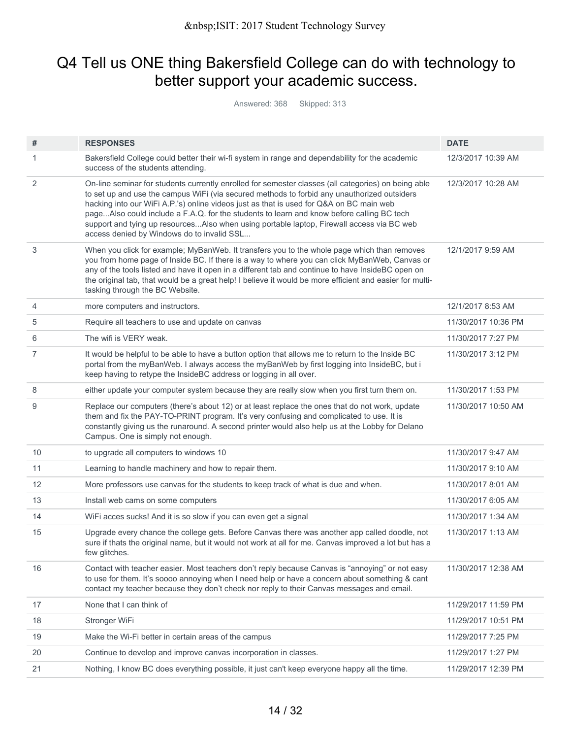# Q4 Tell us ONE thing Bakersfield College can do with technology to better support your academic success.

Answered: 368 Skipped: 313

| # | RESPONSES | DATE |
|---|---|---|
| 1 | Bakersfield College could better their wi-fi system in range and dependability for the academic success of the students attending. | 12/3/2017 10:39 AM |
| 2 | On-line seminar for students currently enrolled for semester classes (all categories) on being able to set up and use the campus WiFi (via secured methods to forbid any unauthorized outsiders hacking into our WiFi A.P.'s) online videos just as that is used for Q&A on BC main web page...Also could include a F.A.Q. for the students to learn and know before calling BC tech support and tying up resources...Also when using portable laptop, Firewall access via BC web access denied by Windows do to invalid SSL... | 12/3/2017 10:28 AM |
| 3 | When you click for example; MyBanWeb. It transfers you to the whole page which than removes you from home page of Inside BC. If there is a way to where you can click MyBanWeb, Canvas or any of the tools listed and have it open in a different tab and continue to have InsideBC open on the original tab, that would be a great help! I believe it would be more efficient and easier for multi-tasking through the BC Website. | 12/1/2017 9:59 AM |
| 4 | more computers and instructors. | 12/1/2017 8:53 AM |
| 5 | Require all teachers to use and update on canvas | 11/30/2017 10:36 PM |
| 6 | The wifi is VERY weak. | 11/30/2017 7:27 PM |
| 7 | It would be helpful to be able to have a button option that allows me to return to the Inside BC portal from the myBanWeb. I always access the myBanWeb by first logging into InsideBC, but i keep having to retype the InsideBC address or logging in all over. | 11/30/2017 3:12 PM |
| 8 | either update your computer system because they are really slow when you first turn them on. | 11/30/2017 1:53 PM |
| 9 | Replace our computers (there's about 12) or at least replace the ones that do not work, update them and fix the PAY-TO-PRINT program. It's very confusing and complicated to use. It is constantly giving us the runaround. A second printer would also help us at the Lobby for Delano Campus. One is simply not enough. | 11/30/2017 10:50 AM |
| 10 | to upgrade all computers to windows 10 | 11/30/2017 9:47 AM |
| 11 | Learning to handle machinery and how to repair them. | 11/30/2017 9:10 AM |
| 12 | More professors use canvas for the students to keep track of what is due and when. | 11/30/2017 8:01 AM |
| 13 | Install web cams on some computers | 11/30/2017 6:05 AM |
| 14 | WiFi acces sucks! And it is so slow if you can even get a signal | 11/30/2017 1:34 AM |
| 15 | Upgrade every chance the college gets. Before Canvas there was another app called doodle, not sure if thats the original name, but it would not work at all for me. Canvas improved a lot but has a few glitches. | 11/30/2017 1:13 AM |
| 16 | Contact with teacher easier. Most teachers don't reply because Canvas is "annoying" or not easy to use for them. It's soooo annoying when I need help or have a concern about something & cant contact my teacher because they don't check nor reply to their Canvas messages and email. | 11/30/2017 12:38 AM |
| 17 | None that I can think of | 11/29/2017 11:59 PM |
| 18 | Stronger WiFi | 11/29/2017 10:51 PM |
| 19 | Make the Wi-Fi better in certain areas of the campus | 11/29/2017 7:25 PM |
| 20 | Continue to develop and improve canvas incorporation in classes. | 11/29/2017 1:27 PM |
| 21 | Nothing, I know BC does everything possible, it just can't keep everyone happy all the time. | 11/29/2017 12:39 PM |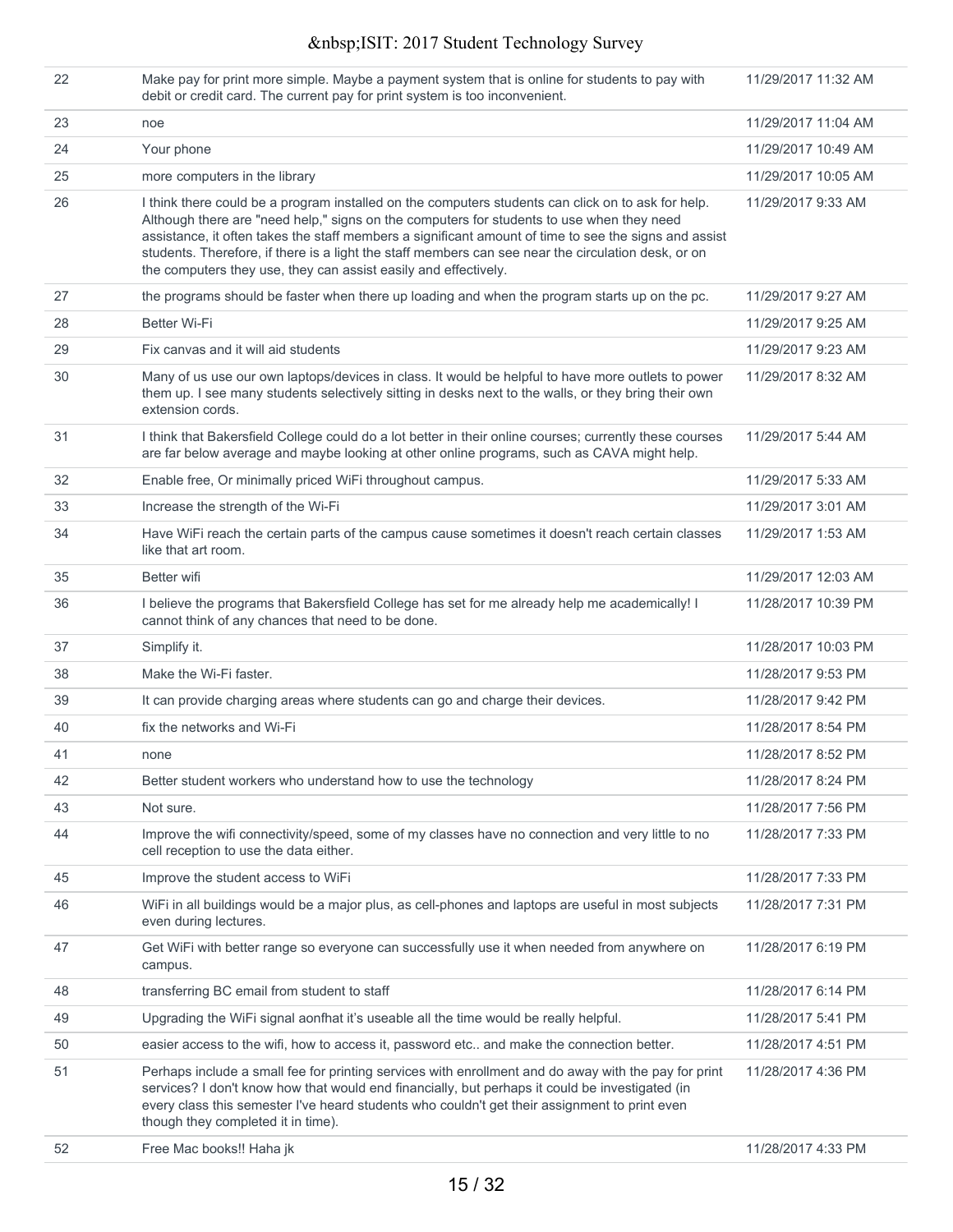| | | |
|---|---|---|
| 22 | Make pay for print more simple. Maybe a payment system that is online for students to pay with debit or credit card. The current pay for print system is too inconvenient. | 11/29/2017 11:32 AM |
| 23 | noe | 11/29/2017 11:04 AM |
| 24 | Your phone | 11/29/2017 10:49 AM |
| 25 | more computers in the library | 11/29/2017 10:05 AM |
| 26 | I think there could be a program installed on the computers students can click on to ask for help. Although there are "need help," signs on the computers for students to use when they need assistance, it often takes the staff members a significant amount of time to see the signs and assist students. Therefore, if there is a light the staff members can see near the circulation desk, or on the computers they use, they can assist easily and effectively. | 11/29/2017 9:33 AM |
| 27 | the programs should be faster when there up loading and when the program starts up on the pc. | 11/29/2017 9:27 AM |
| 28 | Better Wi-Fi | 11/29/2017 9:25 AM |
| 29 | Fix canvas and it will aid students | 11/29/2017 9:23 AM |
| 30 | Many of us use our own laptops/devices in class. It would be helpful to have more outlets to power them up. I see many students selectively sitting in desks next to the walls, or they bring their own extension cords. | 11/29/2017 8:32 AM |
| 31 | I think that Bakersfield College could do a lot better in their online courses; currently these courses are far below average and maybe looking at other online programs, such as CAVA might help. | 11/29/2017 5:44 AM |
| 32 | Enable free, Or minimally priced WiFi throughout campus. | 11/29/2017 5:33 AM |
| 33 | Increase the strength of the Wi-Fi | 11/29/2017 3:01 AM |
| 34 | Have WiFi reach the certain parts of the campus cause sometimes it doesn't reach certain classes like that art room. | 11/29/2017 1:53 AM |
| 35 | Better wifi | 11/29/2017 12:03 AM |
| 36 | I believe the programs that Bakersfield College has set for me already help me academically! I cannot think of any chances that need to be done. | 11/28/2017 10:39 PM |
| 37 | Simplify it. | 11/28/2017 10:03 PM |
| 38 | Make the Wi-Fi faster. | 11/28/2017 9:53 PM |
| 39 | It can provide charging areas where students can go and charge their devices. | 11/28/2017 9:42 PM |
| 40 | fix the networks and Wi-Fi | 11/28/2017 8:54 PM |
| 41 | none | 11/28/2017 8:52 PM |
| 42 | Better student workers who understand how to use the technology | 11/28/2017 8:24 PM |
| 43 | Not sure. | 11/28/2017 7:56 PM |
| 44 | Improve the wifi connectivity/speed, some of my classes have no connection and very little to no cell reception to use the data either. | 11/28/2017 7:33 PM |
| 45 | Improve the student access to WiFi | 11/28/2017 7:33 PM |
| 46 | WiFi in all buildings would be a major plus, as cell-phones and laptops are useful in most subjects even during lectures. | 11/28/2017 7:31 PM |
| 47 | Get WiFi with better range so everyone can successfully use it when needed from anywhere on campus. | 11/28/2017 6:19 PM |
| 48 | transferring BC email from student to staff | 11/28/2017 6:14 PM |
| 49 | Upgrading the WiFi signal aonfhat it's useable all the time would be really helpful. | 11/28/2017 5:41 PM |
| 50 | easier access to the wifi, how to access it, password etc.. and make the connection better. | 11/28/2017 4:51 PM |
| 51 | Perhaps include a small fee for printing services with enrollment and do away with the pay for print services? I don't know how that would end financially, but perhaps it could be investigated (in every class this semester I've heard students who couldn't get their assignment to print even though they completed it in time). | 11/28/2017 4:36 PM |
| 52 | Free Mac books!! Haha jk | 11/28/2017 4:33 PM |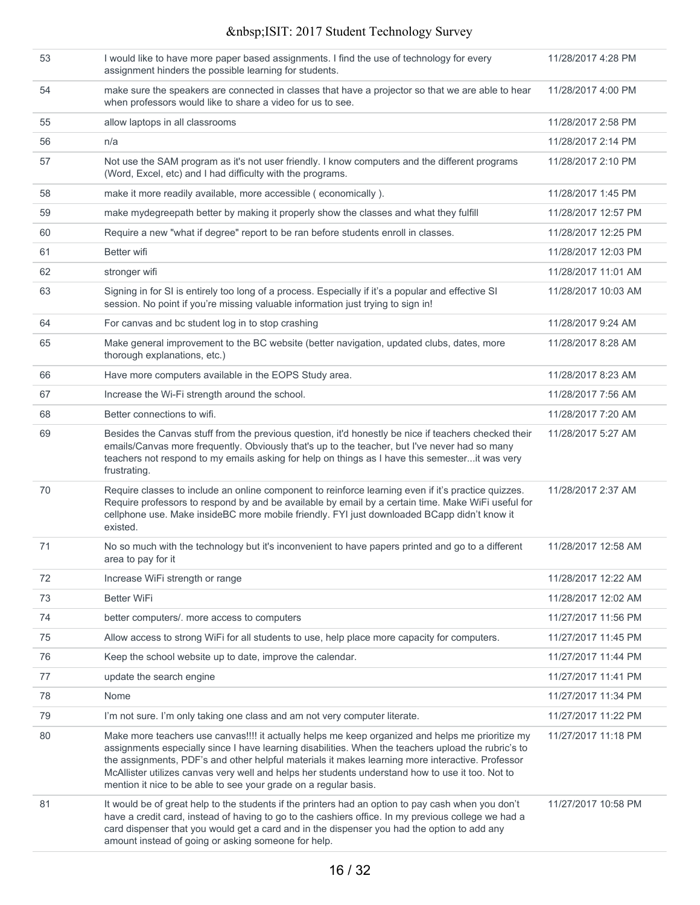| | | |
|---|---|---|
| 53 | I would like to have more paper based assignments. I find the use of technology for every assignment hinders the possible learning for students. | 11/28/2017 4:28 PM |
| 54 | make sure the speakers are connected in classes that have a projector so that we are able to hear when professors would like to share a video for us to see. | 11/28/2017 4:00 PM |
| 55 | allow laptops in all classrooms | 11/28/2017 2:58 PM |
| 56 | n/a | 11/28/2017 2:14 PM |
| 57 | Not use the SAM program as it's not user friendly. I know computers and the different programs (Word, Excel, etc) and I had difficulty with the programs. | 11/28/2017 2:10 PM |
| 58 | make it more readily available, more accessible ( economically ). | 11/28/2017 1:45 PM |
| 59 | make mydegreepath better by making it properly show the classes and what they fulfill | 11/28/2017 12:57 PM |
| 60 | Require a new "what if degree" report to be ran before students enroll in classes. | 11/28/2017 12:25 PM |
| 61 | Better wifi | 11/28/2017 12:03 PM |
| 62 | stronger wifi | 11/28/2017 11:01 AM |
| 63 | Signing in for SI is entirely too long of a process. Especially if it's a popular and effective SI session. No point if you're missing valuable information just trying to sign in! | 11/28/2017 10:03 AM |
| 64 | For canvas and bc student log in to stop crashing | 11/28/2017 9:24 AM |
| 65 | Make general improvement to the BC website (better navigation, updated clubs, dates, more thorough explanations, etc.) | 11/28/2017 8:28 AM |
| 66 | Have more computers available in the EOPS Study area. | 11/28/2017 8:23 AM |
| 67 | Increase the Wi-Fi strength around the school. | 11/28/2017 7:56 AM |
| 68 | Better connections to wifi. | 11/28/2017 7:20 AM |
| 69 | Besides the Canvas stuff from the previous question, it'd honestly be nice if teachers checked their emails/Canvas more frequently. Obviously that's up to the teacher, but I've never had so many teachers not respond to my emails asking for help on things as I have this semester...it was very frustrating. | 11/28/2017 5:27 AM |
| 70 | Require classes to include an online component to reinforce learning even if it's practice quizzes. Require professors to respond by and be available by email by a certain time. Make WiFi useful for cellphone use. Make insideBC more mobile friendly. FYI just downloaded BCapp didn't know it existed. | 11/28/2017 2:37 AM |
| 71 | No so much with the technology but it's inconvenient to have papers printed and go to a different area to pay for it | 11/28/2017 12:58 AM |
| 72 | Increase WiFi strength or range | 11/28/2017 12:22 AM |
| 73 | Better WiFi | 11/28/2017 12:02 AM |
| 74 | better computers/. more access to computers | 11/27/2017 11:56 PM |
| 75 | Allow access to strong WiFi for all students to use, help place more capacity for computers. | 11/27/2017 11:45 PM |
| 76 | Keep the school website up to date, improve the calendar. | 11/27/2017 11:44 PM |
| 77 | update the search engine | 11/27/2017 11:41 PM |
| 78 | Nome | 11/27/2017 11:34 PM |
| 79 | I'm not sure. I'm only taking one class and am not very computer literate. | 11/27/2017 11:22 PM |
| 80 | Make more teachers use canvas!!!! it actually helps me keep organized and helps me prioritize my assignments especially since I have learning disabilities. When the teachers upload the rubric's to the assignments, PDF's and other helpful materials it makes learning more interactive. Professor McAllister utilizes canvas very well and helps her students understand how to use it too. Not to mention it nice to be able to see your grade on a regular basis. | 11/27/2017 11:18 PM |
| 81 | It would be of great help to the students if the printers had an option to pay cash when you don't have a credit card, instead of having to go to the cashiers office. In my previous college we had a card dispenser that you would get a card and in the dispenser you had the option to add any amount instead of going or asking someone for help. | 11/27/2017 10:58 PM |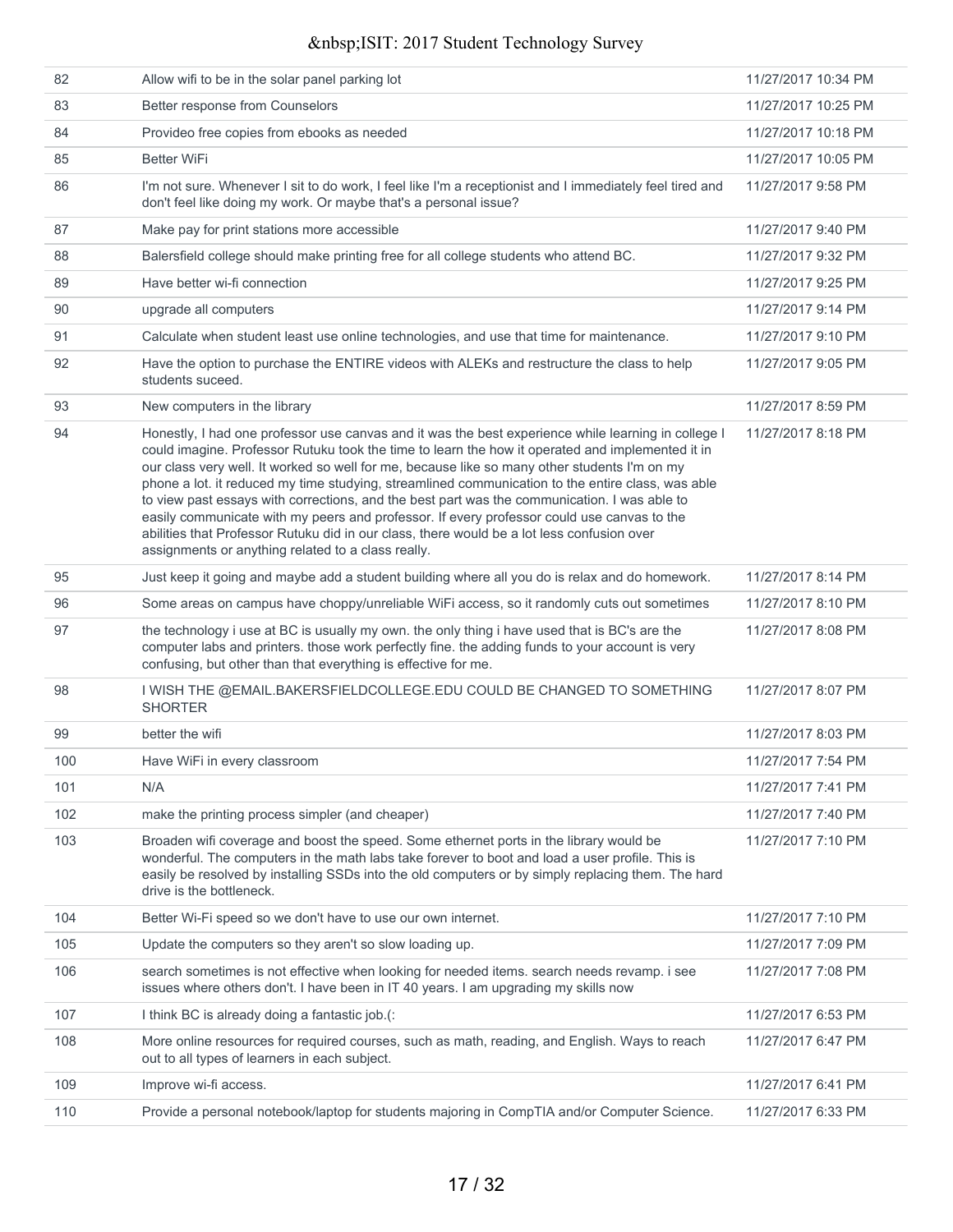| | | |
|---|---|---|
| 82 | Allow wifi to be in the solar panel parking lot | 11/27/2017 10:34 PM |
| 83 | Better response from Counselors | 11/27/2017 10:25 PM |
| 84 | Provideo free copies from ebooks as needed | 11/27/2017 10:18 PM |
| 85 | Better WiFi | 11/27/2017 10:05 PM |
| 86 | I'm not sure. Whenever I sit to do work, I feel like I'm a receptionist and I immediately feel tired and don't feel like doing my work. Or maybe that's a personal issue? | 11/27/2017 9:58 PM |
| 87 | Make pay for print stations more accessible | 11/27/2017 9:40 PM |
| 88 | Balersfield college should make printing free for all college students who attend BC. | 11/27/2017 9:32 PM |
| 89 | Have better wi-fi connection | 11/27/2017 9:25 PM |
| 90 | upgrade all computers | 11/27/2017 9:14 PM |
| 91 | Calculate when student least use online technologies, and use that time for maintenance. | 11/27/2017 9:10 PM |
| 92 | Have the option to purchase the ENTIRE videos with ALEKs and restructure the class to help students suceed. | 11/27/2017 9:05 PM |
| 93 | New computers in the library | 11/27/2017 8:59 PM |
| 94 | Honestly, I had one professor use canvas and it was the best experience while learning in college I could imagine. Professor Rutuku took the time to learn the how it operated and implemented it in our class very well. It worked so well for me, because like so many other students I'm on my phone a lot. it reduced my time studying, streamlined communication to the entire class, was able to view past essays with corrections, and the best part was the communication. I was able to easily communicate with my peers and professor. If every professor could use canvas to the abilities that Professor Rutuku did in our class, there would be a lot less confusion over assignments or anything related to a class really. | 11/27/2017 8:18 PM |
| 95 | Just keep it going and maybe add a student building where all you do is relax and do homework. | 11/27/2017 8:14 PM |
| 96 | Some areas on campus have choppy/unreliable WiFi access, so it randomly cuts out sometimes | 11/27/2017 8:10 PM |
| 97 | the technology i use at BC is usually my own. the only thing i have used that is BC's are the computer labs and printers. those work perfectly fine. the adding funds to your account is very confusing, but other than that everything is effective for me. | 11/27/2017 8:08 PM |
| 98 | I WISH THE @EMAIL.BAKERSFIELDCOLLEGE.EDU COULD BE CHANGED TO SOMETHING SHORTER | 11/27/2017 8:07 PM |
| 99 | better the wifi | 11/27/2017 8:03 PM |
| 100 | Have WiFi in every classroom | 11/27/2017 7:54 PM |
| 101 | N/A | 11/27/2017 7:41 PM |
| 102 | make the printing process simpler (and cheaper) | 11/27/2017 7:40 PM |
| 103 | Broaden wifi coverage and boost the speed. Some ethernet ports in the library would be wonderful. The computers in the math labs take forever to boot and load a user profile. This is easily be resolved by installing SSDs into the old computers or by simply replacing them. The hard drive is the bottleneck. | 11/27/2017 7:10 PM |
| 104 | Better Wi-Fi speed so we don't have to use our own internet. | 11/27/2017 7:10 PM |
| 105 | Update the computers so they aren't so slow loading up. | 11/27/2017 7:09 PM |
| 106 | search sometimes is not effective when looking for needed items. search needs revamp. i see issues where others don't. I have been in IT 40 years. I am upgrading my skills now | 11/27/2017 7:08 PM |
| 107 | I think BC is already doing a fantastic job.(: | 11/27/2017 6:53 PM |
| 108 | More online resources for required courses, such as math, reading, and English. Ways to reach out to all types of learners in each subject. | 11/27/2017 6:47 PM |
| 109 | Improve wi-fi access. | 11/27/2017 6:41 PM |
| 110 | Provide a personal notebook/laptop for students majoring in CompTIA and/or Computer Science. | 11/27/2017 6:33 PM |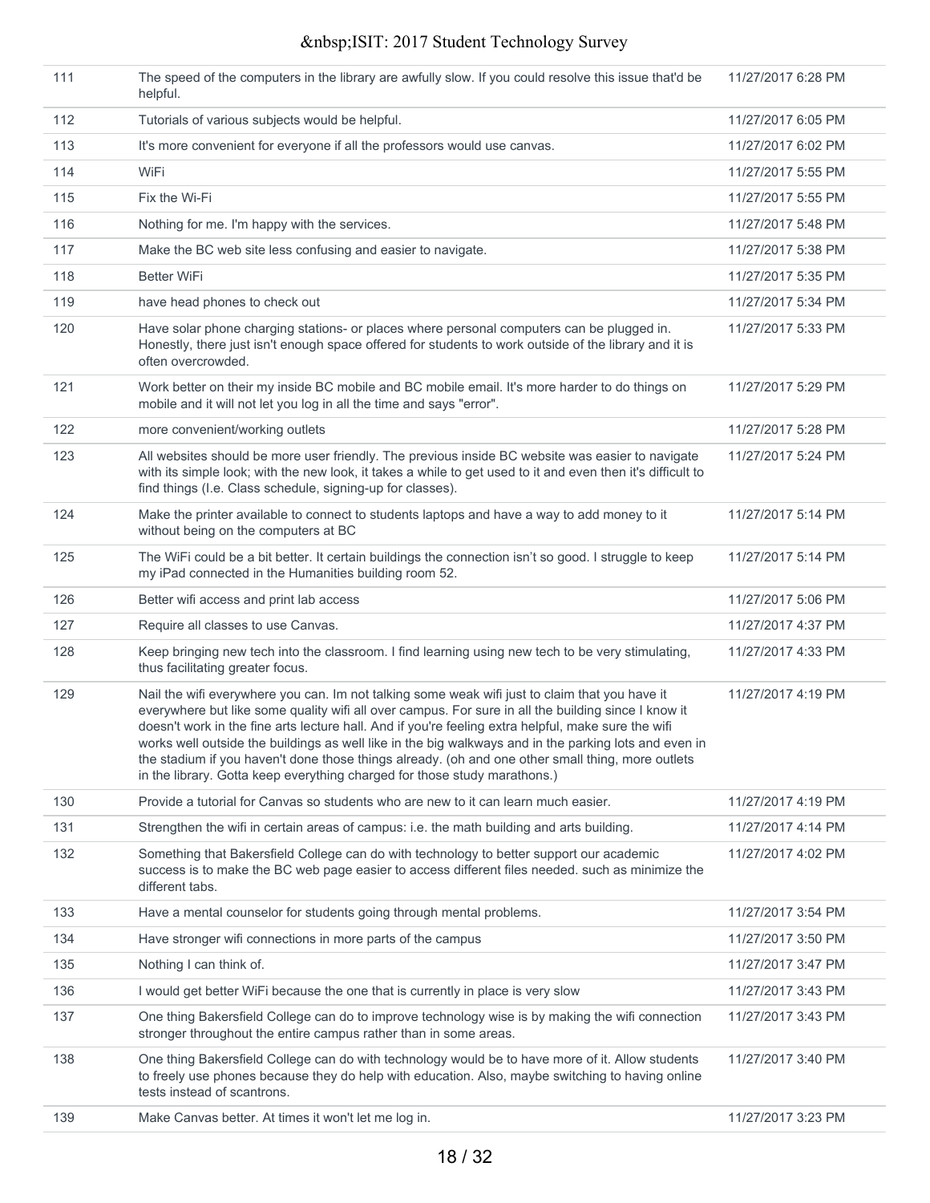| | | |
|---|---|---|
| 111 | The speed of the computers in the library are awfully slow. If you could resolve this issue that'd be helpful. | 11/27/2017 6:28 PM |
| 112 | Tutorials of various subjects would be helpful. | 11/27/2017 6:05 PM |
| 113 | It's more convenient for everyone if all the professors would use canvas. | 11/27/2017 6:02 PM |
| 114 | WiFi | 11/27/2017 5:55 PM |
| 115 | Fix the Wi-Fi | 11/27/2017 5:55 PM |
| 116 | Nothing for me. I'm happy with the services. | 11/27/2017 5:48 PM |
| 117 | Make the BC web site less confusing and easier to navigate. | 11/27/2017 5:38 PM |
| 118 | Better WiFi | 11/27/2017 5:35 PM |
| 119 | have head phones to check out | 11/27/2017 5:34 PM |
| 120 | Have solar phone charging stations- or places where personal computers can be plugged in. Honestly, there just isn't enough space offered for students to work outside of the library and it is often overcrowded. | 11/27/2017 5:33 PM |
| 121 | Work better on their my inside BC mobile and BC mobile email. It's more harder to do things on mobile and it will not let you log in all the time and says "error". | 11/27/2017 5:29 PM |
| 122 | more convenient/working outlets | 11/27/2017 5:28 PM |
| 123 | All websites should be more user friendly. The previous inside BC website was easier to navigate with its simple look; with the new look, it takes a while to get used to it and even then it's difficult to find things (I.e. Class schedule, signing-up for classes). | 11/27/2017 5:24 PM |
| 124 | Make the printer available to connect to students laptops and have a way to add money to it without being on the computers at BC | 11/27/2017 5:14 PM |
| 125 | The WiFi could be a bit better. It certain buildings the connection isn't so good. I struggle to keep my iPad connected in the Humanities building room 52. | 11/27/2017 5:14 PM |
| 126 | Better wifi access and print lab access | 11/27/2017 5:06 PM |
| 127 | Require all classes to use Canvas. | 11/27/2017 4:37 PM |
| 128 | Keep bringing new tech into the classroom. I find learning using new tech to be very stimulating, thus facilitating greater focus. | 11/27/2017 4:33 PM |
| 129 | Nail the wifi everywhere you can. Im not talking some weak wifi just to claim that you have it everywhere but like some quality wifi all over campus. For sure in all the building since I know it doesn't work in the fine arts lecture hall. And if you're feeling extra helpful, make sure the wifi works well outside the buildings as well like in the big walkways and in the parking lots and even in the stadium if you haven't done those things already. (oh and one other small thing, more outlets in the library. Gotta keep everything charged for those study marathons.) | 11/27/2017 4:19 PM |
| 130 | Provide a tutorial for Canvas so students who are new to it can learn much easier. | 11/27/2017 4:19 PM |
| 131 | Strengthen the wifi in certain areas of campus: i.e. the math building and arts building. | 11/27/2017 4:14 PM |
| 132 | Something that Bakersfield College can do with technology to better support our academic success is to make the BC web page easier to access different files needed. such as minimize the different tabs. | 11/27/2017 4:02 PM |
| 133 | Have a mental counselor for students going through mental problems. | 11/27/2017 3:54 PM |
| 134 | Have stronger wifi connections in more parts of the campus | 11/27/2017 3:50 PM |
| 135 | Nothing I can think of. | 11/27/2017 3:47 PM |
| 136 | I would get better WiFi because the one that is currently in place is very slow | 11/27/2017 3:43 PM |
| 137 | One thing Bakersfield College can do to improve technology wise is by making the wifi connection stronger throughout the entire campus rather than in some areas. | 11/27/2017 3:43 PM |
| 138 | One thing Bakersfield College can do with technology would be to have more of it. Allow students to freely use phones because they do help with education. Also, maybe switching to having online tests instead of scantrons. | 11/27/2017 3:40 PM |
| 139 | Make Canvas better. At times it won't let me log in. | 11/27/2017 3:23 PM |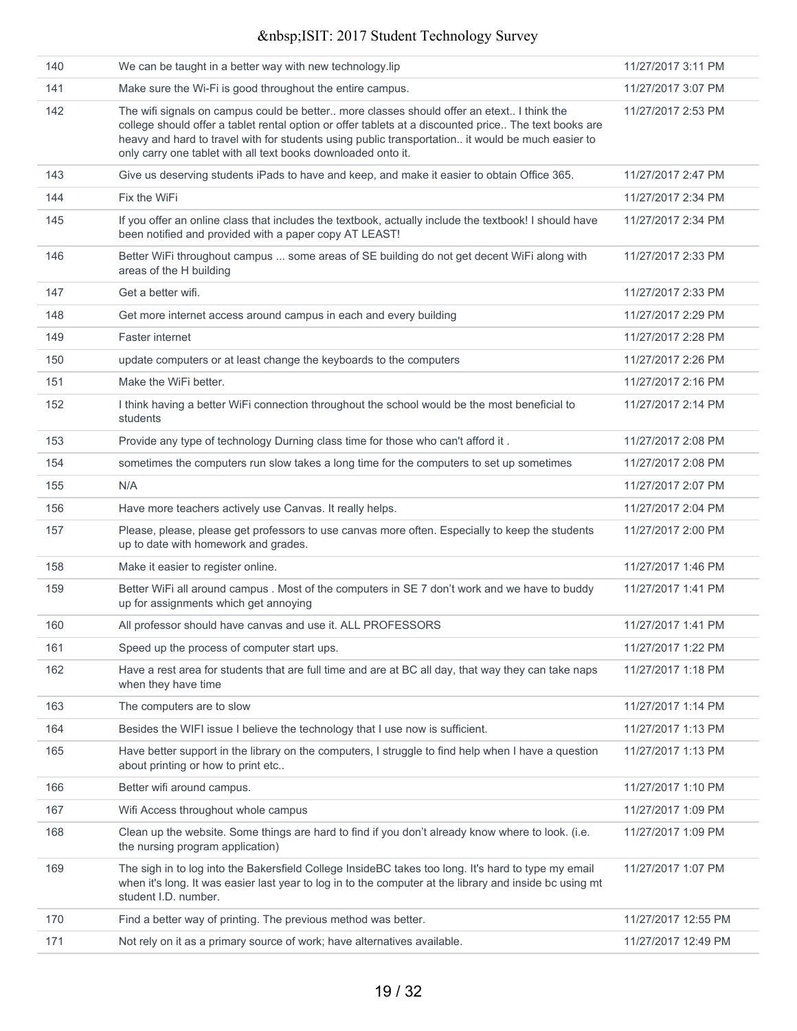| | | |
|---|---|---|
| 140 | We can be taught in a better way with new technology.lip | 11/27/2017 3:11 PM |
| 141 | Make sure the Wi-Fi is good throughout the entire campus. | 11/27/2017 3:07 PM |
| 142 | The wifi signals on campus could be better.. more classes should offer an etext.. I think the college should offer a tablet rental option or offer tablets at a discounted price.. The text books are heavy and hard to travel with for students using public transportation.. it would be much easier to only carry one tablet with all text books downloaded onto it. | 11/27/2017 2:53 PM |
| 143 | Give us deserving students iPads to have and keep, and make it easier to obtain Office 365. | 11/27/2017 2:47 PM |
| 144 | Fix the WiFi | 11/27/2017 2:34 PM |
| 145 | If you offer an online class that includes the textbook, actually include the textbook! I should have been notified and provided with a paper copy AT LEAST! | 11/27/2017 2:34 PM |
| 146 | Better WiFi throughout campus ... some areas of SE building do not get decent WiFi along with areas of the H building | 11/27/2017 2:33 PM |
| 147 | Get a better wifi. | 11/27/2017 2:33 PM |
| 148 | Get more internet access around campus in each and every building | 11/27/2017 2:29 PM |
| 149 | Faster internet | 11/27/2017 2:28 PM |
| 150 | update computers or at least change the keyboards to the computers | 11/27/2017 2:26 PM |
| 151 | Make the WiFi better. | 11/27/2017 2:16 PM |
| 152 | I think having a better WiFi connection throughout the school would be the most beneficial to students | 11/27/2017 2:14 PM |
| 153 | Provide any type of technology Durning class time for those who can't afford it . | 11/27/2017 2:08 PM |
| 154 | sometimes the computers run slow takes a long time for the computers to set up sometimes | 11/27/2017 2:08 PM |
| 155 | N/A | 11/27/2017 2:07 PM |
| 156 | Have more teachers actively use Canvas. It really helps. | 11/27/2017 2:04 PM |
| 157 | Please, please, please get professors to use canvas more often. Especially to keep the students up to date with homework and grades. | 11/27/2017 2:00 PM |
| 158 | Make it easier to register online. | 11/27/2017 1:46 PM |
| 159 | Better WiFi all around campus . Most of the computers in SE 7 don't work and we have to buddy up for assignments which get annoying | 11/27/2017 1:41 PM |
| 160 | All professor should have canvas and use it. ALL PROFESSORS | 11/27/2017 1:41 PM |
| 161 | Speed up the process of computer start ups. | 11/27/2017 1:22 PM |
| 162 | Have a rest area for students that are full time and are at BC all day, that way they can take naps when they have time | 11/27/2017 1:18 PM |
| 163 | The computers are to slow | 11/27/2017 1:14 PM |
| 164 | Besides the WIFI issue I believe the technology that I use now is sufficient. | 11/27/2017 1:13 PM |
| 165 | Have better support in the library on the computers, I struggle to find help when I have a question about printing or how to print etc.. | 11/27/2017 1:13 PM |
| 166 | Better wifi around campus. | 11/27/2017 1:10 PM |
| 167 | Wifi Access throughout whole campus | 11/27/2017 1:09 PM |
| 168 | Clean up the website. Some things are hard to find if you don't already know where to look. (i.e. the nursing program application) | 11/27/2017 1:09 PM |
| 169 | The sigh in to log into the Bakersfield College InsideBC takes too long. It's hard to type my email when it's long. It was easier last year to log in to the computer at the library and inside bc using mt student I.D. number. | 11/27/2017 1:07 PM |
| 170 | Find a better way of printing. The previous method was better. | 11/27/2017 12:55 PM |
| 171 | Not rely on it as a primary source of work; have alternatives available. | 11/27/2017 12:49 PM |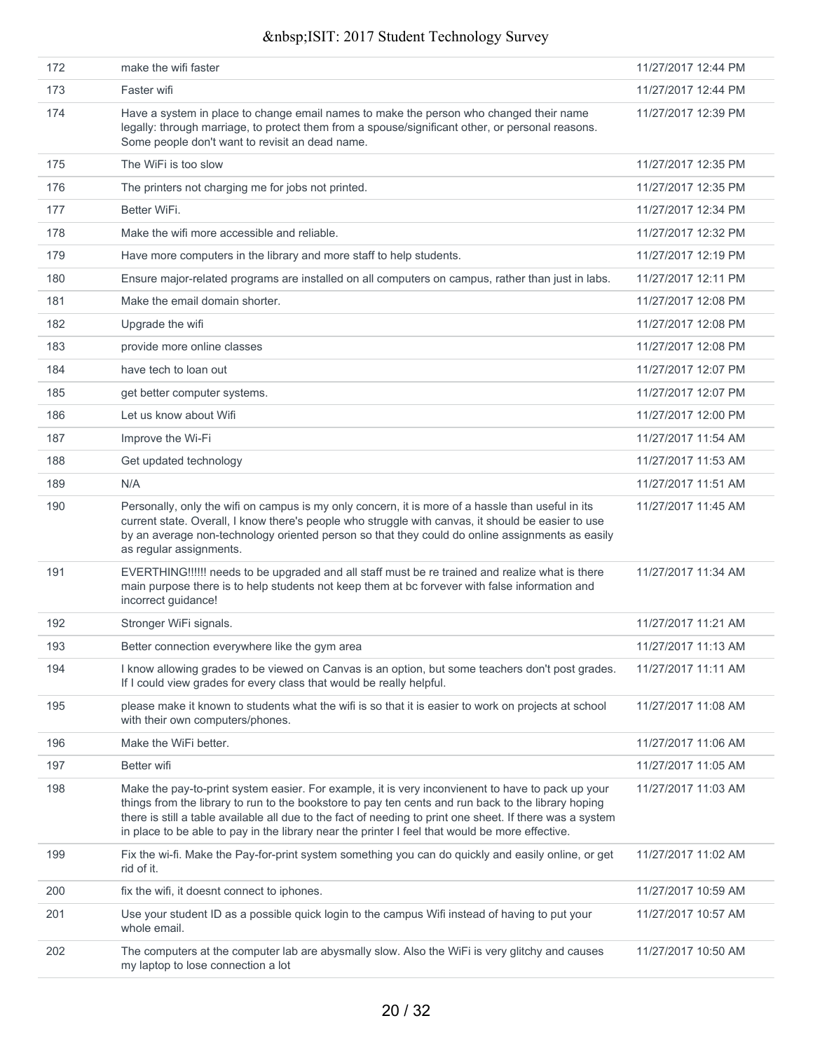| | | |
|---|---|---|
| 172 | make the wifi faster | 11/27/2017 12:44 PM |
| 173 | Faster wifi | 11/27/2017 12:44 PM |
| 174 | Have a system in place to change email names to make the person who changed their name legally: through marriage, to protect them from a spouse/significant other, or personal reasons. Some people don't want to revisit an dead name. | 11/27/2017 12:39 PM |
| 175 | The WiFi is too slow | 11/27/2017 12:35 PM |
| 176 | The printers not charging me for jobs not printed. | 11/27/2017 12:35 PM |
| 177 | Better WiFi. | 11/27/2017 12:34 PM |
| 178 | Make the wifi more accessible and reliable. | 11/27/2017 12:32 PM |
| 179 | Have more computers in the library and more staff to help students. | 11/27/2017 12:19 PM |
| 180 | Ensure major-related programs are installed on all computers on campus, rather than just in labs. | 11/27/2017 12:11 PM |
| 181 | Make the email domain shorter. | 11/27/2017 12:08 PM |
| 182 | Upgrade the wifi | 11/27/2017 12:08 PM |
| 183 | provide more online classes | 11/27/2017 12:08 PM |
| 184 | have tech to loan out | 11/27/2017 12:07 PM |
| 185 | get better computer systems. | 11/27/2017 12:07 PM |
| 186 | Let us know about Wifi | 11/27/2017 12:00 PM |
| 187 | Improve the Wi-Fi | 11/27/2017 11:54 AM |
| 188 | Get updated technology | 11/27/2017 11:53 AM |
| 189 | N/A | 11/27/2017 11:51 AM |
| 190 | Personally, only the wifi on campus is my only concern, it is more of a hassle than useful in its current state. Overall, I know there's people who struggle with canvas, it should be easier to use by an average non-technology oriented person so that they could do online assignments as easily as regular assignments. | 11/27/2017 11:45 AM |
| 191 | EVERTHING!!!!!! needs to be upgraded and all staff must be re trained and realize what is there main purpose there is to help students not keep them at bc forvever with false information and incorrect guidance! | 11/27/2017 11:34 AM |
| 192 | Stronger WiFi signals. | 11/27/2017 11:21 AM |
| 193 | Better connection everywhere like the gym area | 11/27/2017 11:13 AM |
| 194 | I know allowing grades to be viewed on Canvas is an option, but some teachers don't post grades. If I could view grades for every class that would be really helpful. | 11/27/2017 11:11 AM |
| 195 | please make it known to students what the wifi is so that it is easier to work on projects at school with their own computers/phones. | 11/27/2017 11:08 AM |
| 196 | Make the WiFi better. | 11/27/2017 11:06 AM |
| 197 | Better wifi | 11/27/2017 11:05 AM |
| 198 | Make the pay-to-print system easier. For example, it is very inconvienent to have to pack up your things from the library to run to the bookstore to pay ten cents and run back to the library hoping there is still a table available all due to the fact of needing to print one sheet. If there was a system in place to be able to pay in the library near the printer I feel that would be more effective. | 11/27/2017 11:03 AM |
| 199 | Fix the wi-fi. Make the Pay-for-print system something you can do quickly and easily online, or get rid of it. | 11/27/2017 11:02 AM |
| 200 | fix the wifi, it doesnt connect to iphones. | 11/27/2017 10:59 AM |
| 201 | Use your student ID as a possible quick login to the campus Wifi instead of having to put your whole email. | 11/27/2017 10:57 AM |
| 202 | The computers at the computer lab are abysmally slow. Also the WiFi is very glitchy and causes my laptop to lose connection a lot | 11/27/2017 10:50 AM |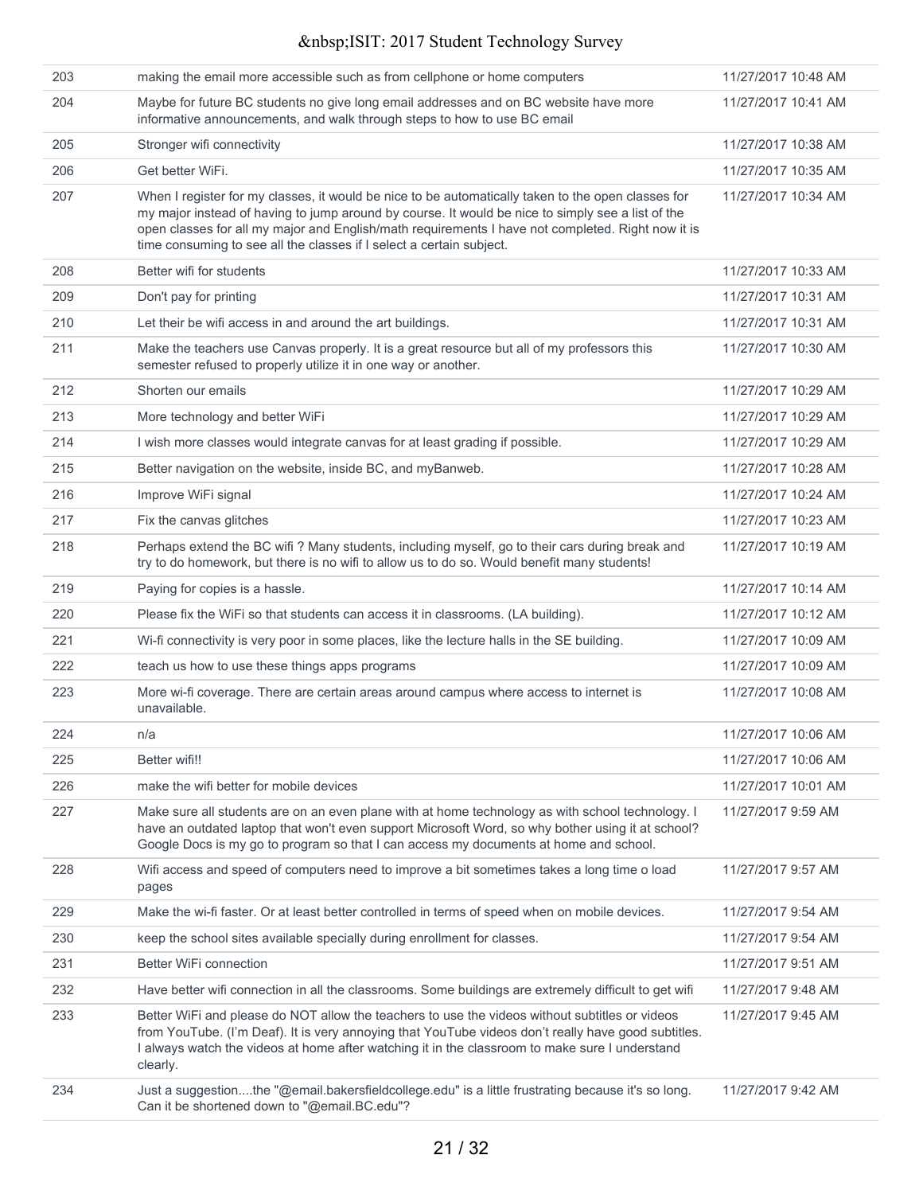| | | |
|---|---|---|
| 203 | making the email more accessible such as from cellphone or home computers | 11/27/2017 10:48 AM |
| 204 | Maybe for future BC students no give long email addresses and on BC website have more informative announcements, and walk through steps to how to use BC email | 11/27/2017 10:41 AM |
| 205 | Stronger wifi connectivity | 11/27/2017 10:38 AM |
| 206 | Get better WiFi. | 11/27/2017 10:35 AM |
| 207 | When I register for my classes, it would be nice to be automatically taken to the open classes for my major instead of having to jump around by course. It would be nice to simply see a list of the open classes for all my major and English/math requirements I have not completed. Right now it is time consuming to see all the classes if I select a certain subject. | 11/27/2017 10:34 AM |
| 208 | Better wifi for students | 11/27/2017 10:33 AM |
| 209 | Don't pay for printing | 11/27/2017 10:31 AM |
| 210 | Let their be wifi access in and around the art buildings. | 11/27/2017 10:31 AM |
| 211 | Make the teachers use Canvas properly. It is a great resource but all of my professors this semester refused to properly utilize it in one way or another. | 11/27/2017 10:30 AM |
| 212 | Shorten our emails | 11/27/2017 10:29 AM |
| 213 | More technology and better WiFi | 11/27/2017 10:29 AM |
| 214 | I wish more classes would integrate canvas for at least grading if possible. | 11/27/2017 10:29 AM |
| 215 | Better navigation on the website, inside BC, and myBanweb. | 11/27/2017 10:28 AM |
| 216 | Improve WiFi signal | 11/27/2017 10:24 AM |
| 217 | Fix the canvas glitches | 11/27/2017 10:23 AM |
| 218 | Perhaps extend the BC wifi ? Many students, including myself, go to their cars during break and try to do homework, but there is no wifi to allow us to do so. Would benefit many students! | 11/27/2017 10:19 AM |
| 219 | Paying for copies is a hassle. | 11/27/2017 10:14 AM |
| 220 | Please fix the WiFi so that students can access it in classrooms. (LA building). | 11/27/2017 10:12 AM |
| 221 | Wi-fi connectivity is very poor in some places, like the lecture halls in the SE building. | 11/27/2017 10:09 AM |
| 222 | teach us how to use these things apps programs | 11/27/2017 10:09 AM |
| 223 | More wi-fi coverage. There are certain areas around campus where access to internet is unavailable. | 11/27/2017 10:08 AM |
| 224 | n/a | 11/27/2017 10:06 AM |
| 225 | Better wifi!! | 11/27/2017 10:06 AM |
| 226 | make the wifi better for mobile devices | 11/27/2017 10:01 AM |
| 227 | Make sure all students are on an even plane with at home technology as with school technology. I have an outdated laptop that won't even support Microsoft Word, so why bother using it at school? Google Docs is my go to program so that I can access my documents at home and school. | 11/27/2017 9:59 AM |
| 228 | Wifi access and speed of computers need to improve a bit sometimes takes a long time o load pages | 11/27/2017 9:57 AM |
| 229 | Make the wi-fi faster. Or at least better controlled in terms of speed when on mobile devices. | 11/27/2017 9:54 AM |
| 230 | keep the school sites available specially during enrollment for classes. | 11/27/2017 9:54 AM |
| 231 | Better WiFi connection | 11/27/2017 9:51 AM |
| 232 | Have better wifi connection in all the classrooms. Some buildings are extremely difficult to get wifi | 11/27/2017 9:48 AM |
| 233 | Better WiFi and please do NOT allow the teachers to use the videos without subtitles or videos from YouTube. (I'm Deaf). It is very annoying that YouTube videos don't really have good subtitles. I always watch the videos at home after watching it in the classroom to make sure I understand clearly. | 11/27/2017 9:45 AM |
| 234 | Just a suggestion....the "@email.bakersfieldcollege.edu" is a little frustrating because it's so long. Can it be shortened down to "@email.BC.edu"? | 11/27/2017 9:42 AM |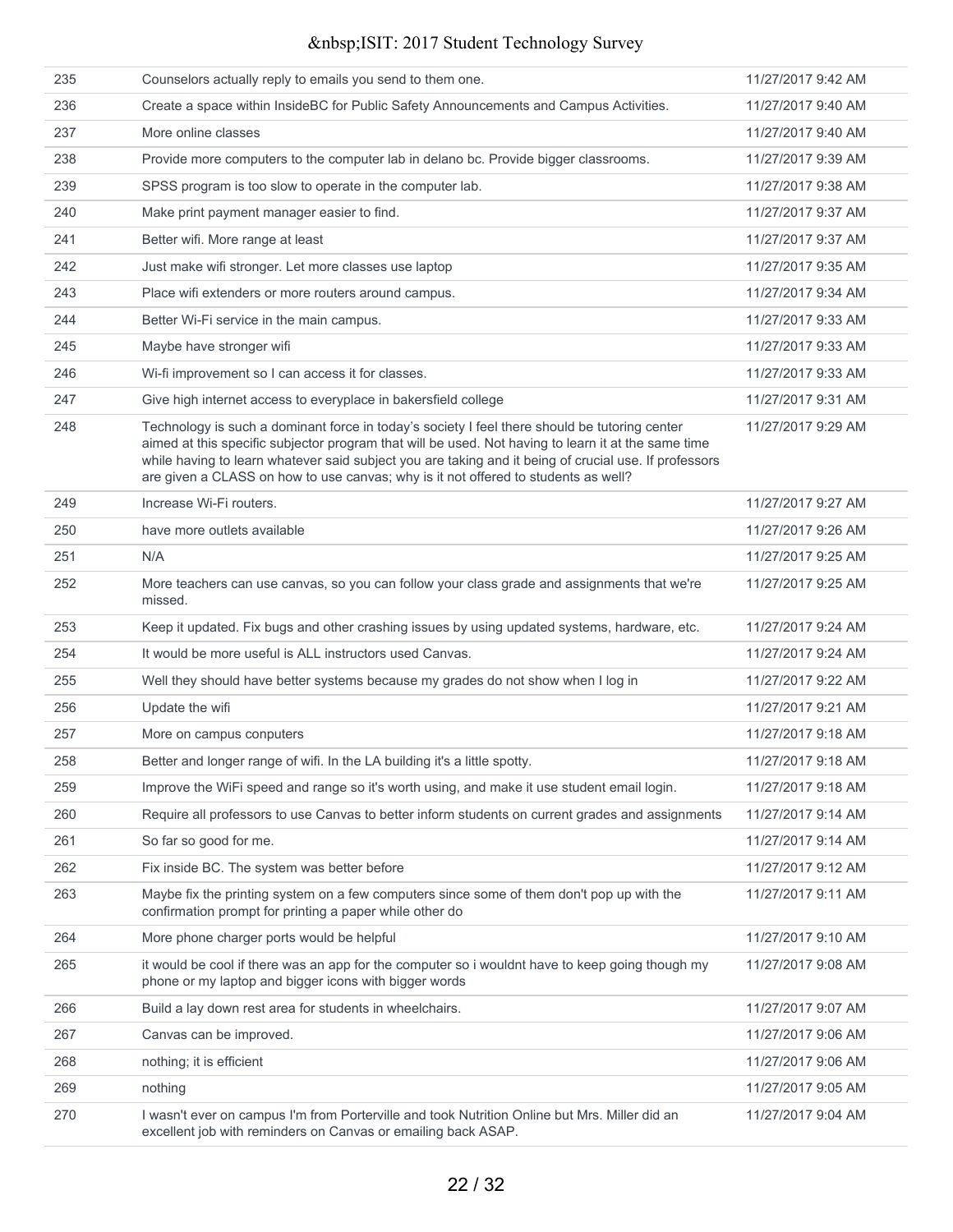| | | |
|---|---|---|
| 235 | Counselors actually reply to emails you send to them one. | 11/27/2017 9:42 AM |
| 236 | Create a space within InsideBC for Public Safety Announcements and Campus Activities. | 11/27/2017 9:40 AM |
| 237 | More online classes | 11/27/2017 9:40 AM |
| 238 | Provide more computers to the computer lab in delano bc. Provide bigger classrooms. | 11/27/2017 9:39 AM |
| 239 | SPSS program is too slow to operate in the computer lab. | 11/27/2017 9:38 AM |
| 240 | Make print payment manager easier to find. | 11/27/2017 9:37 AM |
| 241 | Better wifi. More range at least | 11/27/2017 9:37 AM |
| 242 | Just make wifi stronger. Let more classes use laptop | 11/27/2017 9:35 AM |
| 243 | Place wifi extenders or more routers around campus. | 11/27/2017 9:34 AM |
| 244 | Better Wi-Fi service in the main campus. | 11/27/2017 9:33 AM |
| 245 | Maybe have stronger wifi | 11/27/2017 9:33 AM |
| 246 | Wi-fi improvement so I can access it for classes. | 11/27/2017 9:33 AM |
| 247 | Give high internet access to everyplace in bakersfield college | 11/27/2017 9:31 AM |
| 248 | Technology is such a dominant force in today's society I feel there should be tutoring center aimed at this specific subjector program that will be used. Not having to learn it at the same time while having to learn whatever said subject you are taking and it being of crucial use. If professors are given a CLASS on how to use canvas; why is it not offered to students as well? | 11/27/2017 9:29 AM |
| 249 | Increase Wi-Fi routers. | 11/27/2017 9:27 AM |
| 250 | have more outlets available | 11/27/2017 9:26 AM |
| 251 | N/A | 11/27/2017 9:25 AM |
| 252 | More teachers can use canvas, so you can follow your class grade and assignments that we're missed. | 11/27/2017 9:25 AM |
| 253 | Keep it updated. Fix bugs and other crashing issues by using updated systems, hardware, etc. | 11/27/2017 9:24 AM |
| 254 | It would be more useful is ALL instructors used Canvas. | 11/27/2017 9:24 AM |
| 255 | Well they should have better systems because my grades do not show when I log in | 11/27/2017 9:22 AM |
| 256 | Update the wifi | 11/27/2017 9:21 AM |
| 257 | More on campus conputers | 11/27/2017 9:18 AM |
| 258 | Better and longer range of wifi. In the LA building it's a little spotty. | 11/27/2017 9:18 AM |
| 259 | Improve the WiFi speed and range so it's worth using, and make it use student email login. | 11/27/2017 9:18 AM |
| 260 | Require all professors to use Canvas to better inform students on current grades and assignments | 11/27/2017 9:14 AM |
| 261 | So far so good for me. | 11/27/2017 9:14 AM |
| 262 | Fix inside BC. The system was better before | 11/27/2017 9:12 AM |
| 263 | Maybe fix the printing system on a few computers since some of them don't pop up with the confirmation prompt for printing a paper while other do | 11/27/2017 9:11 AM |
| 264 | More phone charger ports would be helpful | 11/27/2017 9:10 AM |
| 265 | it would be cool if there was an app for the computer so i wouldnt have to keep going though my phone or my laptop and bigger icons with bigger words | 11/27/2017 9:08 AM |
| 266 | Build a lay down rest area for students in wheelchairs. | 11/27/2017 9:07 AM |
| 267 | Canvas can be improved. | 11/27/2017 9:06 AM |
| 268 | nothing; it is efficient | 11/27/2017 9:06 AM |
| 269 | nothing | 11/27/2017 9:05 AM |
| 270 | I wasn't ever on campus I'm from Porterville and took Nutrition Online but Mrs. Miller did an excellent job with reminders on Canvas or emailing back ASAP. | 11/27/2017 9:04 AM |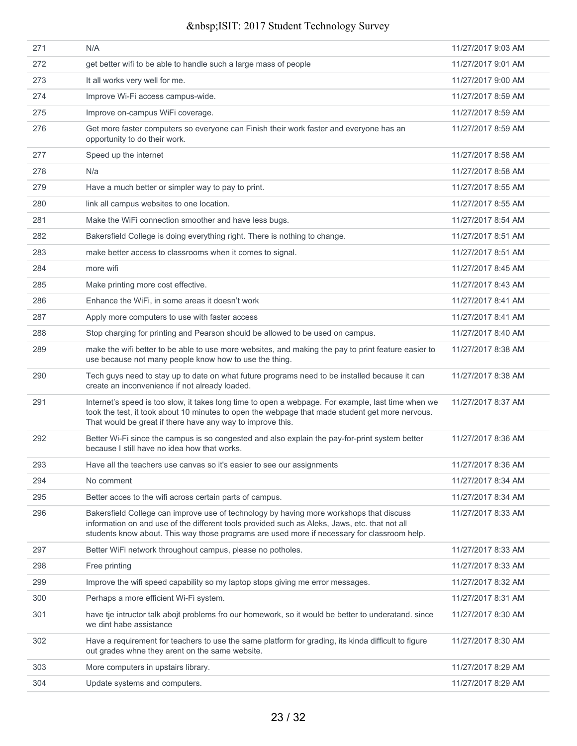| | | |
|---|---|---|
| 271 | N/A | 11/27/2017 9:03 AM |
| 272 | get better wifi to be able to handle such a large mass of people | 11/27/2017 9:01 AM |
| 273 | It all works very well for me. | 11/27/2017 9:00 AM |
| 274 | Improve Wi-Fi access campus-wide. | 11/27/2017 8:59 AM |
| 275 | Improve on-campus WiFi coverage. | 11/27/2017 8:59 AM |
| 276 | Get more faster computers so everyone can Finish their work faster and everyone has an opportunity to do their work. | 11/27/2017 8:59 AM |
| 277 | Speed up the internet | 11/27/2017 8:58 AM |
| 278 | N/a | 11/27/2017 8:58 AM |
| 279 | Have a much better or simpler way to pay to print. | 11/27/2017 8:55 AM |
| 280 | link all campus websites to one location. | 11/27/2017 8:55 AM |
| 281 | Make the WiFi connection smoother and have less bugs. | 11/27/2017 8:54 AM |
| 282 | Bakersfield College is doing everything right. There is nothing to change. | 11/27/2017 8:51 AM |
| 283 | make better access to classrooms when it comes to signal. | 11/27/2017 8:51 AM |
| 284 | more wifi | 11/27/2017 8:45 AM |
| 285 | Make printing more cost effective. | 11/27/2017 8:43 AM |
| 286 | Enhance the WiFi, in some areas it doesn't work | 11/27/2017 8:41 AM |
| 287 | Apply more computers to use with faster access | 11/27/2017 8:41 AM |
| 288 | Stop charging for printing and Pearson should be allowed to be used on campus. | 11/27/2017 8:40 AM |
| 289 | make the wifi better to be able to use more websites, and making the pay to print feature easier to use because not many people know how to use the thing. | 11/27/2017 8:38 AM |
| 290 | Tech guys need to stay up to date on what future programs need to be installed because it can create an inconvenience if not already loaded. | 11/27/2017 8:38 AM |
| 291 | Internet's speed is too slow, it takes long time to open a webpage. For example, last time when we took the test, it took about 10 minutes to open the webpage that made student get more nervous. That would be great if there have any way to improve this. | 11/27/2017 8:37 AM |
| 292 | Better Wi-Fi since the campus is so congested and also explain the pay-for-print system better because I still have no idea how that works. | 11/27/2017 8:36 AM |
| 293 | Have all the teachers use canvas so it's easier to see our assignments | 11/27/2017 8:36 AM |
| 294 | No comment | 11/27/2017 8:34 AM |
| 295 | Better acces to the wifi across certain parts of campus. | 11/27/2017 8:34 AM |
| 296 | Bakersfield College can improve use of technology by having more workshops that discuss information on and use of the different tools provided such as Aleks, Jaws, etc. that not all students know about. This way those programs are used more if necessary for classroom help. | 11/27/2017 8:33 AM |
| 297 | Better WiFi network throughout campus, please no potholes. | 11/27/2017 8:33 AM |
| 298 | Free printing | 11/27/2017 8:33 AM |
| 299 | Improve the wifi speed capability so my laptop stops giving me error messages. | 11/27/2017 8:32 AM |
| 300 | Perhaps a more efficient Wi-Fi system. | 11/27/2017 8:31 AM |
| 301 | have tje intructor talk abojt problems fro our homework, so it would be better to underatand. since we dint habe assistance | 11/27/2017 8:30 AM |
| 302 | Have a requirement for teachers to use the same platform for grading, its kinda difficult to figure out grades whne they arent on the same website. | 11/27/2017 8:30 AM |
| 303 | More computers in upstairs library. | 11/27/2017 8:29 AM |
| 304 | Update systems and computers. | 11/27/2017 8:29 AM |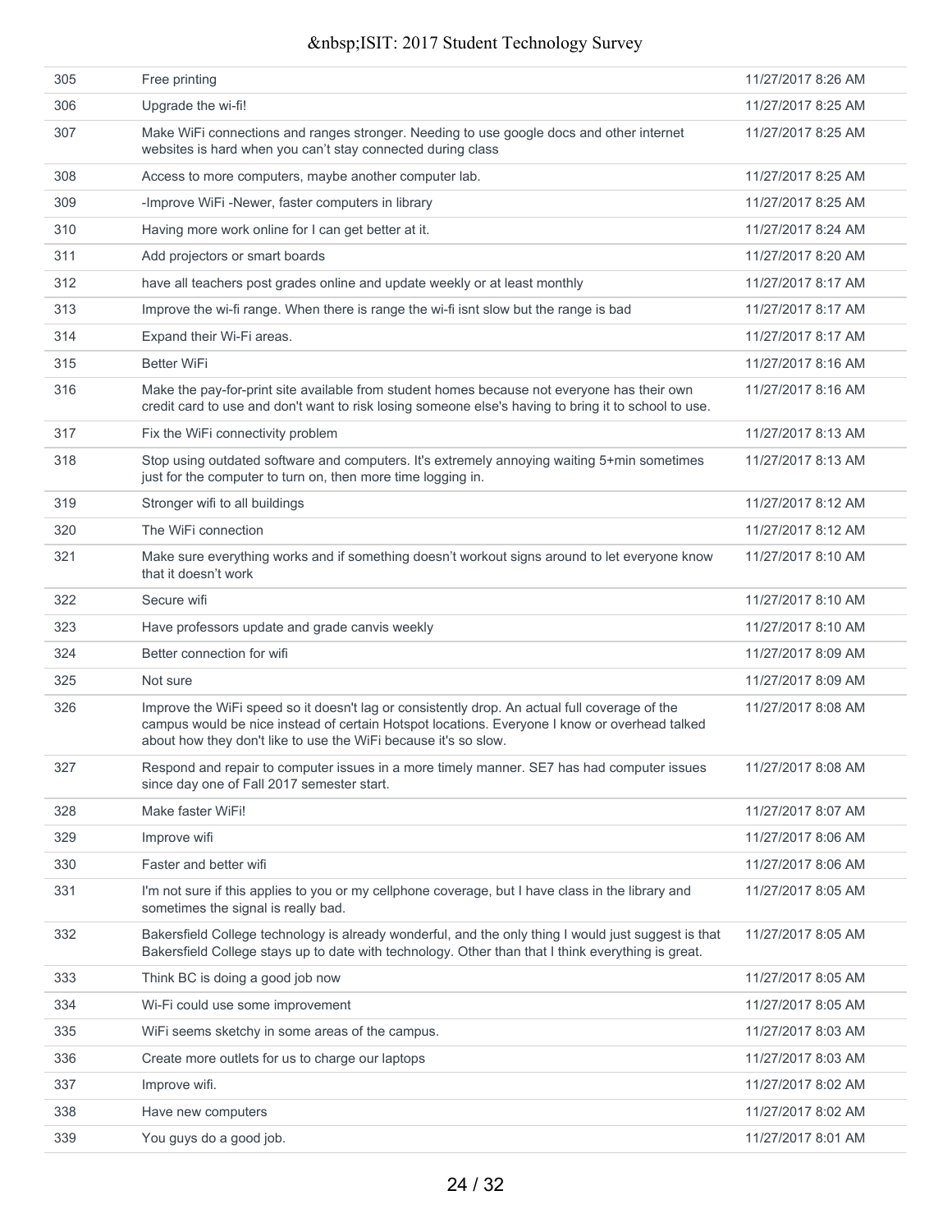| | | |
|---|---|---|
| 305 | Free printing | 11/27/2017 8:26 AM |
| 306 | Upgrade the wi-fi! | 11/27/2017 8:25 AM |
| 307 | Make WiFi connections and ranges stronger. Needing to use google docs and other internet websites is hard when you can't stay connected during class | 11/27/2017 8:25 AM |
| 308 | Access to more computers, maybe another computer lab. | 11/27/2017 8:25 AM |
| 309 | -Improve WiFi -Newer, faster computers in library | 11/27/2017 8:25 AM |
| 310 | Having more work online for I can get better at it. | 11/27/2017 8:24 AM |
| 311 | Add projectors or smart boards | 11/27/2017 8:20 AM |
| 312 | have all teachers post grades online and update weekly or at least monthly | 11/27/2017 8:17 AM |
| 313 | Improve the wi-fi range. When there is range the wi-fi isnt slow but the range is bad | 11/27/2017 8:17 AM |
| 314 | Expand their Wi-Fi areas. | 11/27/2017 8:17 AM |
| 315 | Better WiFi | 11/27/2017 8:16 AM |
| 316 | Make the pay-for-print site available from student homes because not everyone has their own credit card to use and don't want to risk losing someone else's having to bring it to school to use. | 11/27/2017 8:16 AM |
| 317 | Fix the WiFi connectivity problem | 11/27/2017 8:13 AM |
| 318 | Stop using outdated software and computers. It's extremely annoying waiting 5+min sometimes just for the computer to turn on, then more time logging in. | 11/27/2017 8:13 AM |
| 319 | Stronger wifi to all buildings | 11/27/2017 8:12 AM |
| 320 | The WiFi connection | 11/27/2017 8:12 AM |
| 321 | Make sure everything works and if something doesn't workout signs around to let everyone know that it doesn't work | 11/27/2017 8:10 AM |
| 322 | Secure wifi | 11/27/2017 8:10 AM |
| 323 | Have professors update and grade canvis weekly | 11/27/2017 8:10 AM |
| 324 | Better connection for wifi | 11/27/2017 8:09 AM |
| 325 | Not sure | 11/27/2017 8:09 AM |
| 326 | Improve the WiFi speed so it doesn't lag or consistently drop. An actual full coverage of the campus would be nice instead of certain Hotspot locations. Everyone I know or overhead talked about how they don't like to use the WiFi because it's so slow. | 11/27/2017 8:08 AM |
| 327 | Respond and repair to computer issues in a more timely manner. SE7 has had computer issues since day one of Fall 2017 semester start. | 11/27/2017 8:08 AM |
| 328 | Make faster WiFi! | 11/27/2017 8:07 AM |
| 329 | Improve wifi | 11/27/2017 8:06 AM |
| 330 | Faster and better wifi | 11/27/2017 8:06 AM |
| 331 | I'm not sure if this applies to you or my cellphone coverage, but I have class in the library and sometimes the signal is really bad. | 11/27/2017 8:05 AM |
| 332 | Bakersfield College technology is already wonderful, and the only thing I would just suggest is that Bakersfield College stays up to date with technology. Other than that I think everything is great. | 11/27/2017 8:05 AM |
| 333 | Think BC is doing a good job now | 11/27/2017 8:05 AM |
| 334 | Wi-Fi could use some improvement | 11/27/2017 8:05 AM |
| 335 | WiFi seems sketchy in some areas of the campus. | 11/27/2017 8:03 AM |
| 336 | Create more outlets for us to charge our laptops | 11/27/2017 8:03 AM |
| 337 | Improve wifi. | 11/27/2017 8:02 AM |
| 338 | Have new computers | 11/27/2017 8:02 AM |
| 339 | You guys do a good job. | 11/27/2017 8:01 AM |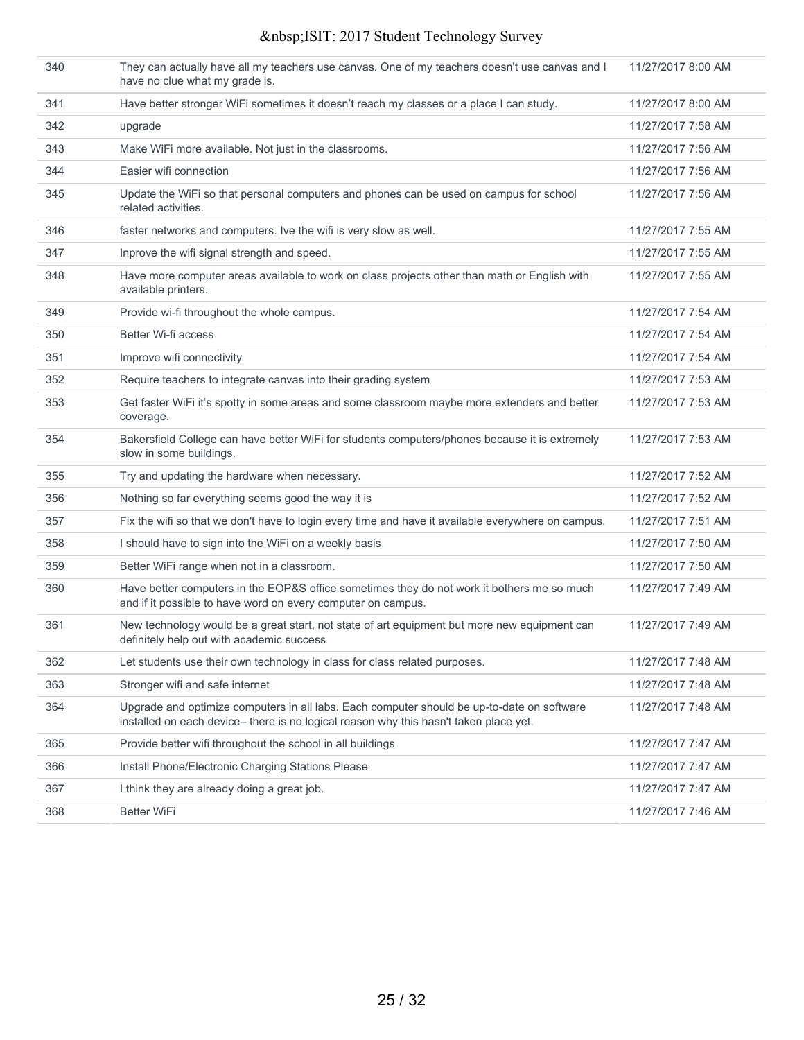| | | |
|---|---|---|
| 340 | They can actually have all my teachers use canvas. One of my teachers doesn't use canvas and I have no clue what my grade is. | 11/27/2017 8:00 AM |
| 341 | Have better stronger WiFi sometimes it doesn't reach my classes or a place I can study. | 11/27/2017 8:00 AM |
| 342 | upgrade | 11/27/2017 7:58 AM |
| 343 | Make WiFi more available. Not just in the classrooms. | 11/27/2017 7:56 AM |
| 344 | Easier wifi connection | 11/27/2017 7:56 AM |
| 345 | Update the WiFi so that personal computers and phones can be used on campus for school related activities. | 11/27/2017 7:56 AM |
| 346 | faster networks and computers. Ive the wifi is very slow as well. | 11/27/2017 7:55 AM |
| 347 | Inprove the wifi signal strength and speed. | 11/27/2017 7:55 AM |
| 348 | Have more computer areas available to work on class projects other than math or English with available printers. | 11/27/2017 7:55 AM |
| 349 | Provide wi-fi throughout the whole campus. | 11/27/2017 7:54 AM |
| 350 | Better Wi-fi access | 11/27/2017 7:54 AM |
| 351 | Improve wifi connectivity | 11/27/2017 7:54 AM |
| 352 | Require teachers to integrate canvas into their grading system | 11/27/2017 7:53 AM |
| 353 | Get faster WiFi it's spotty in some areas and some classroom maybe more extenders and better coverage. | 11/27/2017 7:53 AM |
| 354 | Bakersfield College can have better WiFi for students computers/phones because it is extremely slow in some buildings. | 11/27/2017 7:53 AM |
| 355 | Try and updating the hardware when necessary. | 11/27/2017 7:52 AM |
| 356 | Nothing so far everything seems good the way it is | 11/27/2017 7:52 AM |
| 357 | Fix the wifi so that we don't have to login every time and have it available everywhere on campus. | 11/27/2017 7:51 AM |
| 358 | I should have to sign into the WiFi on a weekly basis | 11/27/2017 7:50 AM |
| 359 | Better WiFi range when not in a classroom. | 11/27/2017 7:50 AM |
| 360 | Have better computers in the EOP&S office sometimes they do not work it bothers me so much and if it possible to have word on every computer on campus. | 11/27/2017 7:49 AM |
| 361 | New technology would be a great start, not state of art equipment but more new equipment can definitely help out with academic success | 11/27/2017 7:49 AM |
| 362 | Let students use their own technology in class for class related purposes. | 11/27/2017 7:48 AM |
| 363 | Stronger wifi and safe internet | 11/27/2017 7:48 AM |
| 364 | Upgrade and optimize computers in all labs. Each computer should be up-to-date on software installed on each device– there is no logical reason why this hasn't taken place yet. | 11/27/2017 7:48 AM |
| 365 | Provide better wifi throughout the school in all buildings | 11/27/2017 7:47 AM |
| 366 | Install Phone/Electronic Charging Stations Please | 11/27/2017 7:47 AM |
| 367 | I think they are already doing a great job. | 11/27/2017 7:47 AM |
| 368 | Better WiFi | 11/27/2017 7:46 AM |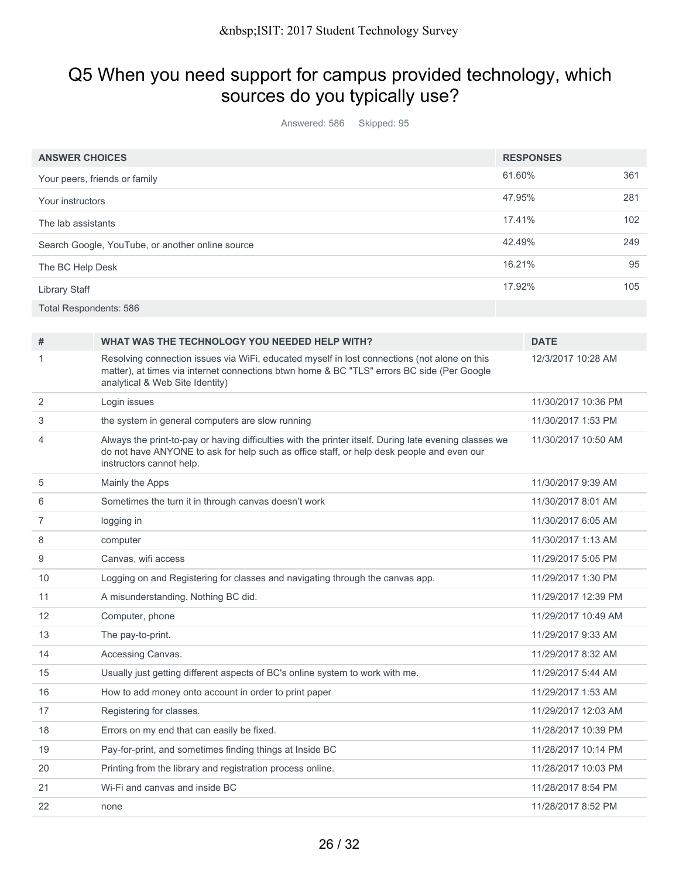## Q5 When you need support for campus provided technology, which sources do you typically use?

Answered: 586 Skipped: 95

| ANSWER CHOICES | RESPONSES | |
|---|---|---|
| Your peers, friends or family | 61.60% | 361 |
| Your instructors | 47.95% | 281 |
| The lab assistants | 17.41% | 102 |
| Search Google, YouTube, or another online source | 42.49% | 249 |
| The BC Help Desk | 16.21% | 95 |
| Library Staff | 17.92% | 105 |
| Total Respondents: 586 | | |

| # | WHAT WAS THE TECHNOLOGY YOU NEEDED HELP WITH? | DATE |
|---|---|---|
| 1 | Resolving connection issues via WiFi, educated myself in lost connections (not alone on this matter), at times via internet connections btwn home & BC "TLS" errors BC side (Per Google analytical & Web Site Identity) | 12/3/2017 10:28 AM |
| 2 | Login issues | 11/30/2017 10:36 PM |
| 3 | the system in general computers are slow running | 11/30/2017 1:53 PM |
| 4 | Always the print-to-pay or having difficulties with the printer itself. During late evening classes we do not have ANYONE to ask for help such as office staff, or help desk people and even our instructors cannot help. | 11/30/2017 10:50 AM |
| 5 | Mainly the Apps | 11/30/2017 9:39 AM |
| 6 | Sometimes the turn it in through canvas doesn't work | 11/30/2017 8:01 AM |
| 7 | logging in | 11/30/2017 6:05 AM |
| 8 | computer | 11/30/2017 1:13 AM |
| 9 | Canvas, wifi access | 11/29/2017 5:05 PM |
| 10 | Logging on and Registering for classes and navigating through the canvas app. | 11/29/2017 1:30 PM |
| 11 | A misunderstanding. Nothing BC did. | 11/29/2017 12:39 PM |
| 12 | Computer, phone | 11/29/2017 10:49 AM |
| 13 | The pay-to-print. | 11/29/2017 9:33 AM |
| 14 | Accessing Canvas. | 11/29/2017 8:32 AM |
| 15 | Usually just getting different aspects of BC's online system to work with me. | 11/29/2017 5:44 AM |
| 16 | How to add money onto account in order to print paper | 11/29/2017 1:53 AM |
| 17 | Registering for classes. | 11/29/2017 12:03 AM |
| 18 | Errors on my end that can easily be fixed. | 11/28/2017 10:39 PM |
| 19 | Pay-for-print, and sometimes finding things at Inside BC | 11/28/2017 10:14 PM |
| 20 | Printing from the library and registration process online. | 11/28/2017 10:03 PM |
| 21 | Wi-Fi and canvas and inside BC | 11/28/2017 8:54 PM |
| 22 | none | 11/28/2017 8:52 PM |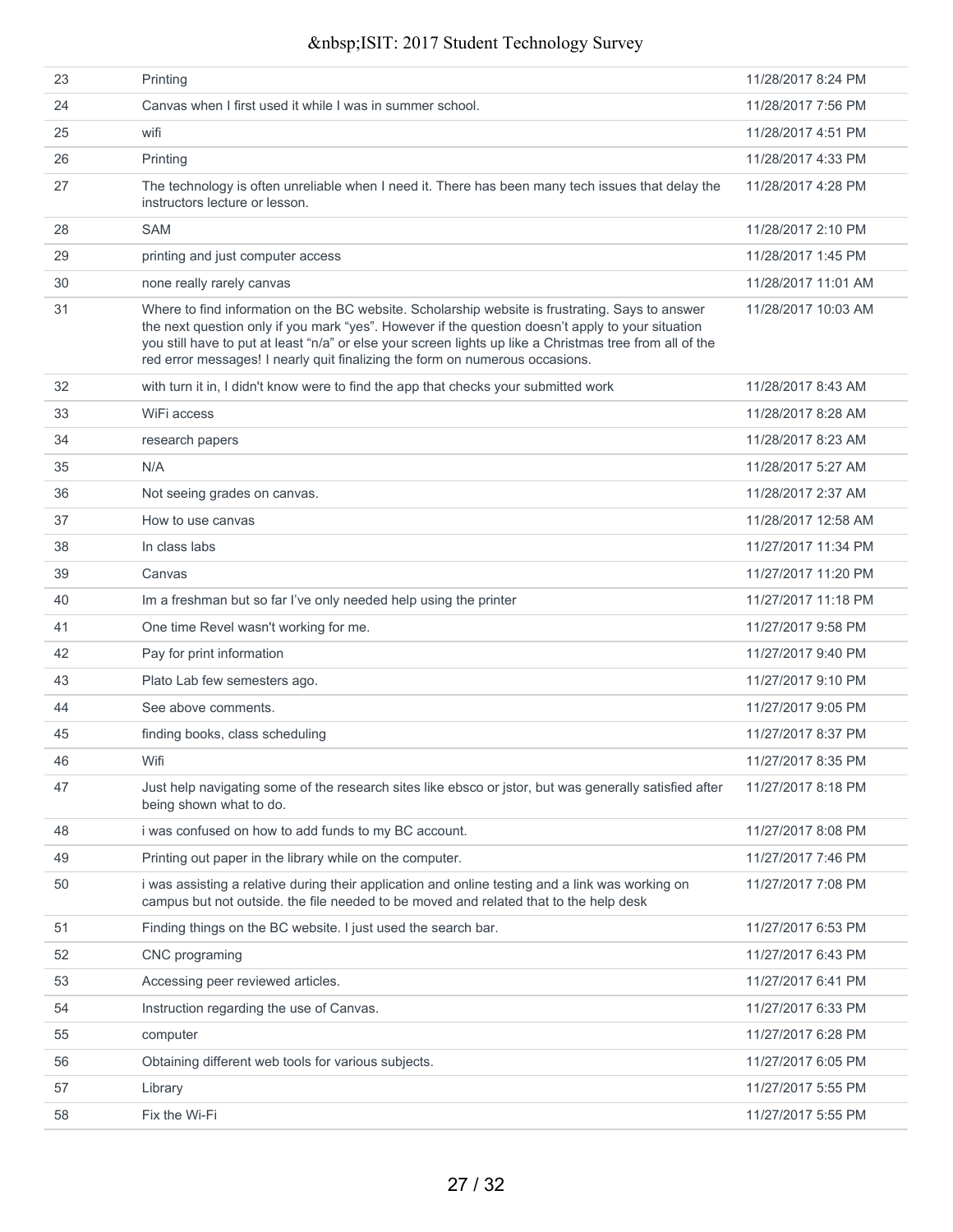| | | |
|---|---|---|
| 23 | Printing | 11/28/2017 8:24 PM |
| 24 | Canvas when I first used it while I was in summer school. | 11/28/2017 7:56 PM |
| 25 | wifi | 11/28/2017 4:51 PM |
| 26 | Printing | 11/28/2017 4:33 PM |
| 27 | The technology is often unreliable when I need it. There has been many tech issues that delay the instructors lecture or lesson. | 11/28/2017 4:28 PM |
| 28 | SAM | 11/28/2017 2:10 PM |
| 29 | printing and just computer access | 11/28/2017 1:45 PM |
| 30 | none really rarely canvas | 11/28/2017 11:01 AM |
| 31 | Where to find information on the BC website. Scholarship website is frustrating. Says to answer the next question only if you mark "yes". However if the question doesn't apply to your situation you still have to put at least "n/a" or else your screen lights up like a Christmas tree from all of the red error messages! I nearly quit finalizing the form on numerous occasions. | 11/28/2017 10:03 AM |
| 32 | with turn it in, I didn't know were to find the app that checks your submitted work | 11/28/2017 8:43 AM |
| 33 | WiFi access | 11/28/2017 8:28 AM |
| 34 | research papers | 11/28/2017 8:23 AM |
| 35 | N/A | 11/28/2017 5:27 AM |
| 36 | Not seeing grades on canvas. | 11/28/2017 2:37 AM |
| 37 | How to use canvas | 11/28/2017 12:58 AM |
| 38 | In class labs | 11/27/2017 11:34 PM |
| 39 | Canvas | 11/27/2017 11:20 PM |
| 40 | Im a freshman but so far I've only needed help using the printer | 11/27/2017 11:18 PM |
| 41 | One time Revel wasn't working for me. | 11/27/2017 9:58 PM |
| 42 | Pay for print information | 11/27/2017 9:40 PM |
| 43 | Plato Lab few semesters ago. | 11/27/2017 9:10 PM |
| 44 | See above comments. | 11/27/2017 9:05 PM |
| 45 | finding books, class scheduling | 11/27/2017 8:37 PM |
| 46 | Wifi | 11/27/2017 8:35 PM |
| 47 | Just help navigating some of the research sites like ebsco or jstor, but was generally satisfied after being shown what to do. | 11/27/2017 8:18 PM |
| 48 | i was confused on how to add funds to my BC account. | 11/27/2017 8:08 PM |
| 49 | Printing out paper in the library while on the computer. | 11/27/2017 7:46 PM |
| 50 | i was assisting a relative during their application and online testing and a link was working on campus but not outside. the file needed to be moved and related that to the help desk | 11/27/2017 7:08 PM |
| 51 | Finding things on the BC website. I just used the search bar. | 11/27/2017 6:53 PM |
| 52 | CNC programing | 11/27/2017 6:43 PM |
| 53 | Accessing peer reviewed articles. | 11/27/2017 6:41 PM |
| 54 | Instruction regarding the use of Canvas. | 11/27/2017 6:33 PM |
| 55 | computer | 11/27/2017 6:28 PM |
| 56 | Obtaining different web tools for various subjects. | 11/27/2017 6:05 PM |
| 57 | Library | 11/27/2017 5:55 PM |
| 58 | Fix the Wi-Fi | 11/27/2017 5:55 PM |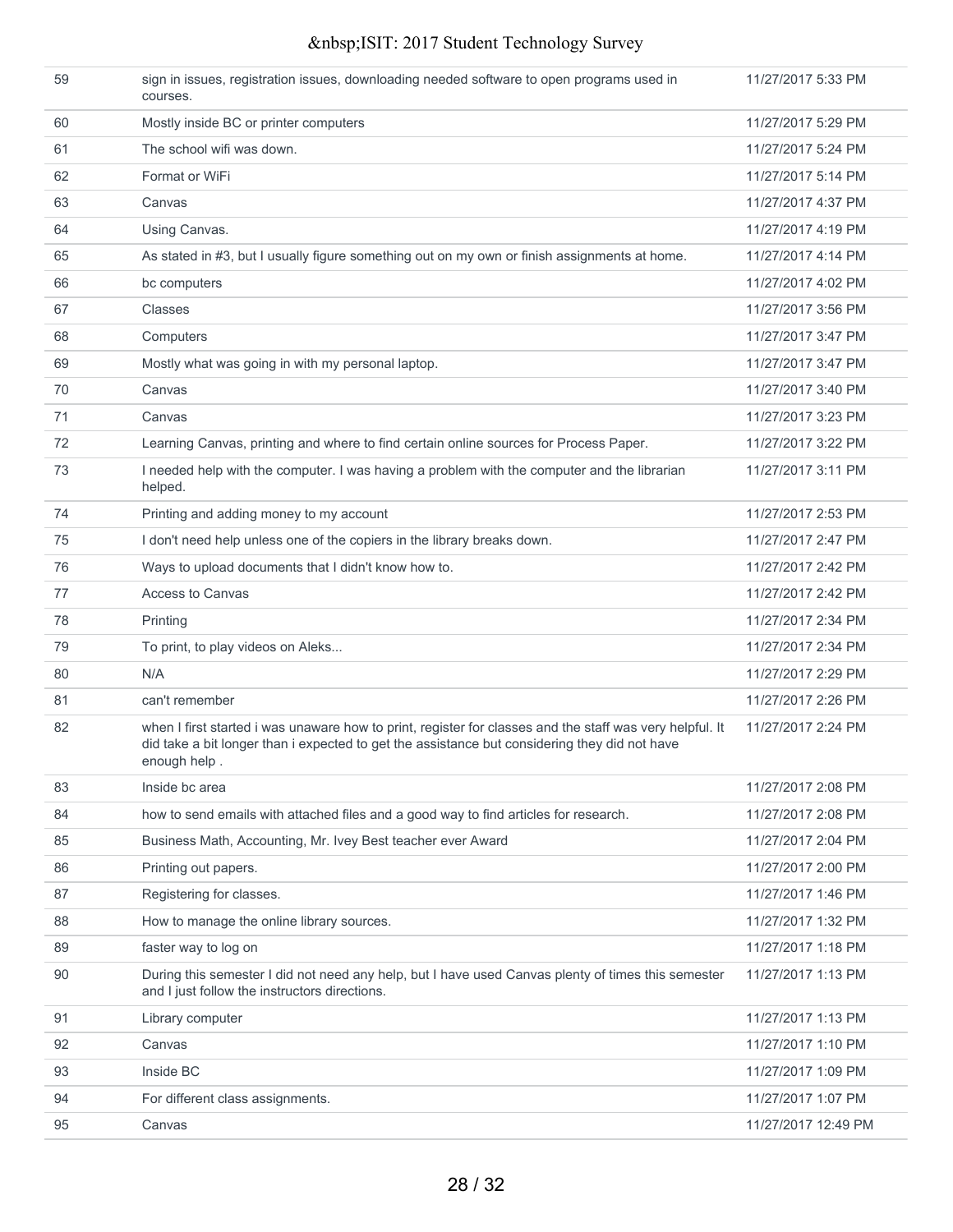| | | |
|---|---|---|
| 59 | sign in issues, registration issues, downloading needed software to open programs used in courses. | 11/27/2017 5:33 PM |
| 60 | Mostly inside BC or printer computers | 11/27/2017 5:29 PM |
| 61 | The school wifi was down. | 11/27/2017 5:24 PM |
| 62 | Format or WiFi | 11/27/2017 5:14 PM |
| 63 | Canvas | 11/27/2017 4:37 PM |
| 64 | Using Canvas. | 11/27/2017 4:19 PM |
| 65 | As stated in #3, but I usually figure something out on my own or finish assignments at home. | 11/27/2017 4:14 PM |
| 66 | bc computers | 11/27/2017 4:02 PM |
| 67 | Classes | 11/27/2017 3:56 PM |
| 68 | Computers | 11/27/2017 3:47 PM |
| 69 | Mostly what was going in with my personal laptop. | 11/27/2017 3:47 PM |
| 70 | Canvas | 11/27/2017 3:40 PM |
| 71 | Canvas | 11/27/2017 3:23 PM |
| 72 | Learning Canvas, printing and where to find certain online sources for Process Paper. | 11/27/2017 3:22 PM |
| 73 | I needed help with the computer. I was having a problem with the computer and the librarian helped. | 11/27/2017 3:11 PM |
| 74 | Printing and adding money to my account | 11/27/2017 2:53 PM |
| 75 | I don't need help unless one of the copiers in the library breaks down. | 11/27/2017 2:47 PM |
| 76 | Ways to upload documents that I didn't know how to. | 11/27/2017 2:42 PM |
| 77 | Access to Canvas | 11/27/2017 2:42 PM |
| 78 | Printing | 11/27/2017 2:34 PM |
| 79 | To print, to play videos on Aleks... | 11/27/2017 2:34 PM |
| 80 | N/A | 11/27/2017 2:29 PM |
| 81 | can't remember | 11/27/2017 2:26 PM |
| 82 | when I first started i was unaware how to print, register for classes and the staff was very helpful. It did take a bit longer than i expected to get the assistance but considering they did not have enough help . | 11/27/2017 2:24 PM |
| 83 | Inside bc area | 11/27/2017 2:08 PM |
| 84 | how to send emails with attached files and a good way to find articles for research. | 11/27/2017 2:08 PM |
| 85 | Business Math, Accounting, Mr. Ivey Best teacher ever Award | 11/27/2017 2:04 PM |
| 86 | Printing out papers. | 11/27/2017 2:00 PM |
| 87 | Registering for classes. | 11/27/2017 1:46 PM |
| 88 | How to manage the online library sources. | 11/27/2017 1:32 PM |
| 89 | faster way to log on | 11/27/2017 1:18 PM |
| 90 | During this semester I did not need any help, but I have used Canvas plenty of times this semester and I just follow the instructors directions. | 11/27/2017 1:13 PM |
| 91 | Library computer | 11/27/2017 1:13 PM |
| 92 | Canvas | 11/27/2017 1:10 PM |
| 93 | Inside BC | 11/27/2017 1:09 PM |
| 94 | For different class assignments. | 11/27/2017 1:07 PM |
| 95 | Canvas | 11/27/2017 12:49 PM |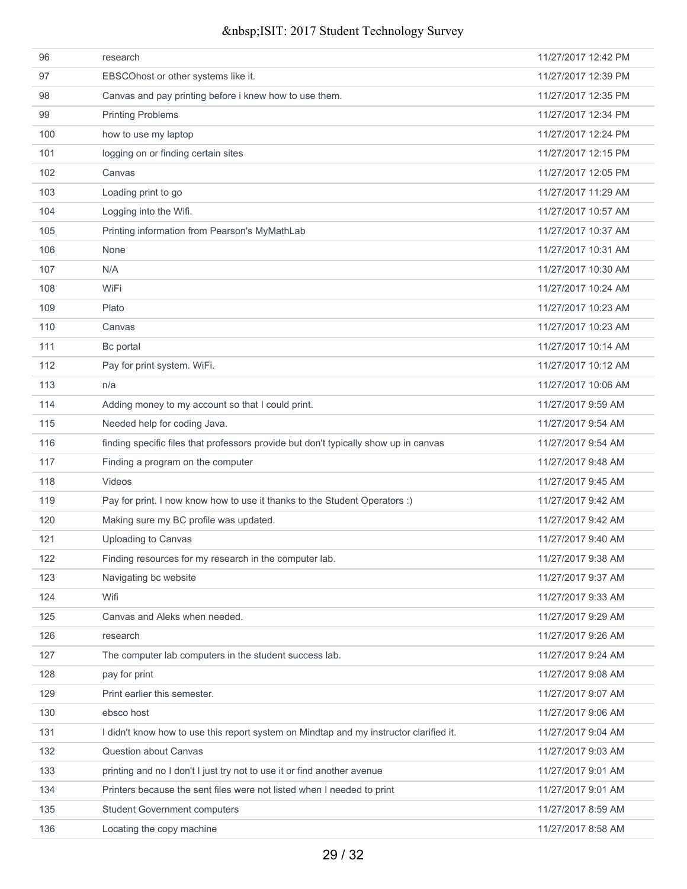| | | |
|---|---|---|
| 96 | research | 11/27/2017 12:42 PM |
| 97 | EBSCOhost or other systems like it. | 11/27/2017 12:39 PM |
| 98 | Canvas and pay printing before i knew how to use them. | 11/27/2017 12:35 PM |
| 99 | Printing Problems | 11/27/2017 12:34 PM |
| 100 | how to use my laptop | 11/27/2017 12:24 PM |
| 101 | logging on or finding certain sites | 11/27/2017 12:15 PM |
| 102 | Canvas | 11/27/2017 12:05 PM |
| 103 | Loading print to go | 11/27/2017 11:29 AM |
| 104 | Logging into the Wifi. | 11/27/2017 10:57 AM |
| 105 | Printing information from Pearson's MyMathLab | 11/27/2017 10:37 AM |
| 106 | None | 11/27/2017 10:31 AM |
| 107 | N/A | 11/27/2017 10:30 AM |
| 108 | WiFi | 11/27/2017 10:24 AM |
| 109 | Plato | 11/27/2017 10:23 AM |
| 110 | Canvas | 11/27/2017 10:23 AM |
| 111 | Bc portal | 11/27/2017 10:14 AM |
| 112 | Pay for print system. WiFi. | 11/27/2017 10:12 AM |
| 113 | n/a | 11/27/2017 10:06 AM |
| 114 | Adding money to my account so that I could print. | 11/27/2017 9:59 AM |
| 115 | Needed help for coding Java. | 11/27/2017 9:54 AM |
| 116 | finding specific files that professors provide but don't typically show up in canvas | 11/27/2017 9:54 AM |
| 117 | Finding a program on the computer | 11/27/2017 9:48 AM |
| 118 | Videos | 11/27/2017 9:45 AM |
| 119 | Pay for print. I now know how to use it thanks to the Student Operators :) | 11/27/2017 9:42 AM |
| 120 | Making sure my BC profile was updated. | 11/27/2017 9:42 AM |
| 121 | Uploading to Canvas | 11/27/2017 9:40 AM |
| 122 | Finding resources for my research in the computer lab. | 11/27/2017 9:38 AM |
| 123 | Navigating bc website | 11/27/2017 9:37 AM |
| 124 | Wifi | 11/27/2017 9:33 AM |
| 125 | Canvas and Aleks when needed. | 11/27/2017 9:29 AM |
| 126 | research | 11/27/2017 9:26 AM |
| 127 | The computer lab computers in the student success lab. | 11/27/2017 9:24 AM |
| 128 | pay for print | 11/27/2017 9:08 AM |
| 129 | Print earlier this semester. | 11/27/2017 9:07 AM |
| 130 | ebsco host | 11/27/2017 9:06 AM |
| 131 | I didn't know how to use this report system on Mindtap and my instructor clarified it. | 11/27/2017 9:04 AM |
| 132 | Question about Canvas | 11/27/2017 9:03 AM |
| 133 | printing and no I don't I just try not to use it or find another avenue | 11/27/2017 9:01 AM |
| 134 | Printers because the sent files were not listed when I needed to print | 11/27/2017 9:01 AM |
| 135 | Student Government computers | 11/27/2017 8:59 AM |
| 136 | Locating the copy machine | 11/27/2017 8:58 AM |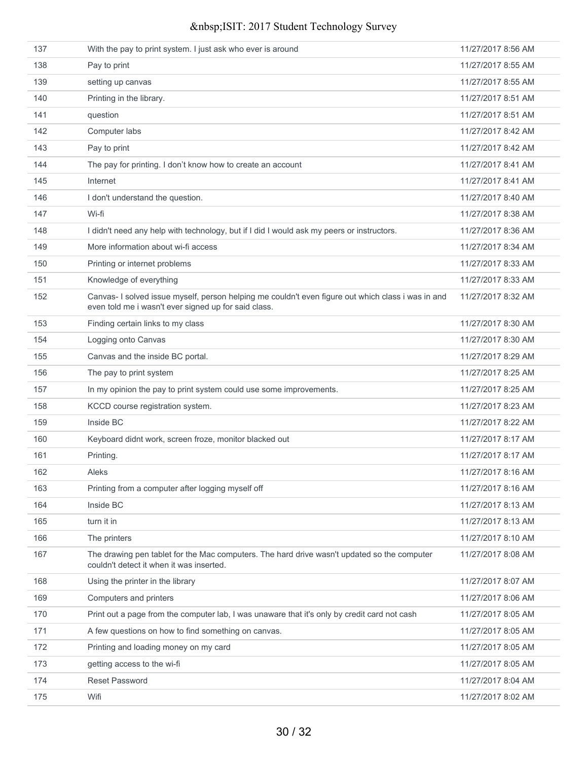| | | |
|---|---|---|
| 137 | With the pay to print system. I just ask who ever is around | 11/27/2017 8:56 AM |
| 138 | Pay to print | 11/27/2017 8:55 AM |
| 139 | setting up canvas | 11/27/2017 8:55 AM |
| 140 | Printing in the library. | 11/27/2017 8:51 AM |
| 141 | question | 11/27/2017 8:51 AM |
| 142 | Computer labs | 11/27/2017 8:42 AM |
| 143 | Pay to print | 11/27/2017 8:42 AM |
| 144 | The pay for printing. I don't know how to create an account | 11/27/2017 8:41 AM |
| 145 | Internet | 11/27/2017 8:41 AM |
| 146 | I don't understand the question. | 11/27/2017 8:40 AM |
| 147 | Wi-fi | 11/27/2017 8:38 AM |
| 148 | I didn't need any help with technology, but if I did I would ask my peers or instructors. | 11/27/2017 8:36 AM |
| 149 | More information about wi-fi access | 11/27/2017 8:34 AM |
| 150 | Printing or internet problems | 11/27/2017 8:33 AM |
| 151 | Knowledge of everything | 11/27/2017 8:33 AM |
| 152 | Canvas- I solved issue myself, person helping me couldn't even figure out which class i was in and even told me i wasn't ever signed up for said class. | 11/27/2017 8:32 AM |
| 153 | Finding certain links to my class | 11/27/2017 8:30 AM |
| 154 | Logging onto Canvas | 11/27/2017 8:30 AM |
| 155 | Canvas and the inside BC portal. | 11/27/2017 8:29 AM |
| 156 | The pay to print system | 11/27/2017 8:25 AM |
| 157 | In my opinion the pay to print system could use some improvements. | 11/27/2017 8:25 AM |
| 158 | KCCD course registration system. | 11/27/2017 8:23 AM |
| 159 | Inside BC | 11/27/2017 8:22 AM |
| 160 | Keyboard didnt work, screen froze, monitor blacked out | 11/27/2017 8:17 AM |
| 161 | Printing. | 11/27/2017 8:17 AM |
| 162 | Aleks | 11/27/2017 8:16 AM |
| 163 | Printing from a computer after logging myself off | 11/27/2017 8:16 AM |
| 164 | Inside BC | 11/27/2017 8:13 AM |
| 165 | turn it in | 11/27/2017 8:13 AM |
| 166 | The printers | 11/27/2017 8:10 AM |
| 167 | The drawing pen tablet for the Mac computers. The hard drive wasn't updated so the computer couldn't detect it when it was inserted. | 11/27/2017 8:08 AM |
| 168 | Using the printer in the library | 11/27/2017 8:07 AM |
| 169 | Computers and printers | 11/27/2017 8:06 AM |
| 170 | Print out a page from the computer lab, I was unaware that it's only by credit card not cash | 11/27/2017 8:05 AM |
| 171 | A few questions on how to find something on canvas. | 11/27/2017 8:05 AM |
| 172 | Printing and loading money on my card | 11/27/2017 8:05 AM |
| 173 | getting access to the wi-fi | 11/27/2017 8:05 AM |
| 174 | Reset Password | 11/27/2017 8:04 AM |
| 175 | Wifi | 11/27/2017 8:02 AM |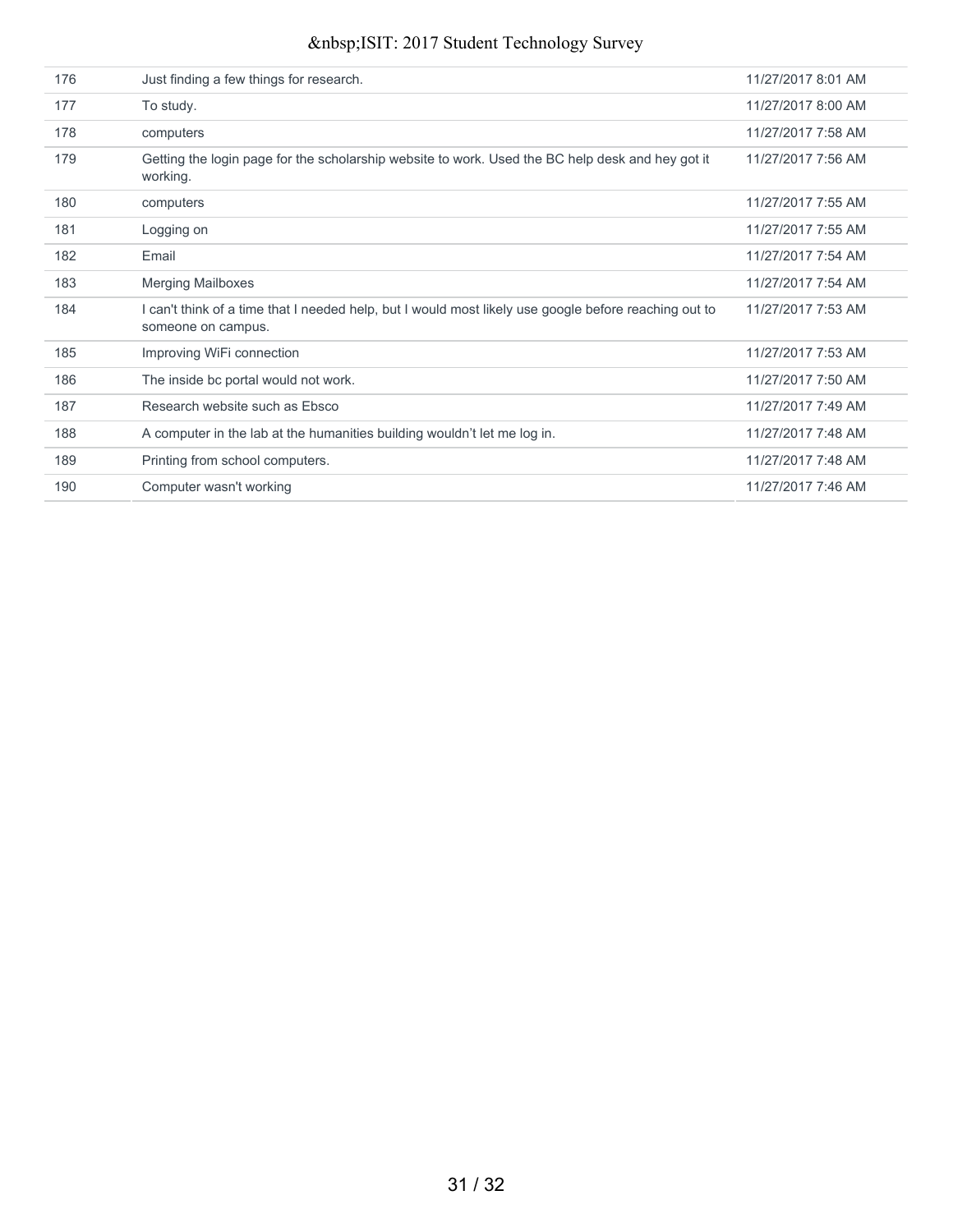| | | |
|---|---|---|
| 176 | Just finding a few things for research. | 11/27/2017 8:01 AM |
| 177 | To study. | 11/27/2017 8:00 AM |
| 178 | computers | 11/27/2017 7:58 AM |
| 179 | Getting the login page for the scholarship website to work. Used the BC help desk and hey got it working. | 11/27/2017 7:56 AM |
| 180 | computers | 11/27/2017 7:55 AM |
| 181 | Logging on | 11/27/2017 7:55 AM |
| 182 | Email | 11/27/2017 7:54 AM |
| 183 | Merging Mailboxes | 11/27/2017 7:54 AM |
| 184 | I can't think of a time that I needed help, but I would most likely use google before reaching out to someone on campus. | 11/27/2017 7:53 AM |
| 185 | Improving WiFi connection | 11/27/2017 7:53 AM |
| 186 | The inside bc portal would not work. | 11/27/2017 7:50 AM |
| 187 | Research website such as Ebsco | 11/27/2017 7:49 AM |
| 188 | A computer in the lab at the humanities building wouldn't let me log in. | 11/27/2017 7:48 AM |
| 189 | Printing from school computers. | 11/27/2017 7:48 AM |
| 190 | Computer wasn't working | 11/27/2017 7:46 AM |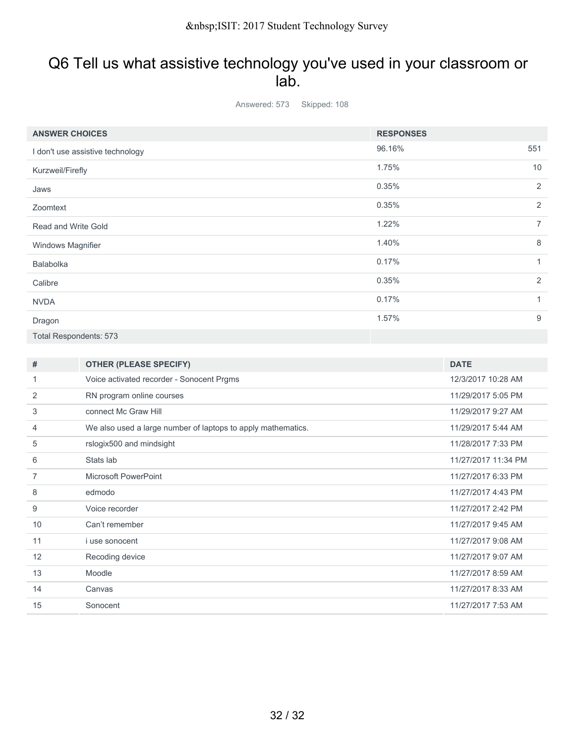## Q6 Tell us what assistive technology you've used in your classroom or lab.

Answered: 573 Skipped: 108

| ANSWER CHOICES | RESPONSES | |
|---|---|---|
| I don't use assistive technology | 96.16% | 551 |
| Kurzweil/Firefly | 1.75% | 10 |
| Jaws | 0.35% | 2 |
| Zoomtext | 0.35% | 2 |
| Read and Write Gold | 1.22% | 7 |
| Windows Magnifier | 1.40% | 8 |
| Balabolka | 0.17% | 1 |
| Calibre | 0.35% | 2 |
| NVDA | 0.17% | 1 |
| Dragon | 1.57% | 9 |
| Total Respondents: 573 | | |

| # | OTHER (PLEASE SPECIFY) | DATE |
|---|---|---|
| 1 | Voice activated recorder - Sonocent Prgms | 12/3/2017 10:28 AM |
| 2 | RN program online courses | 11/29/2017 5:05 PM |
| 3 | connect Mc Graw Hill | 11/29/2017 9:27 AM |
| 4 | We also used a large number of laptops to apply mathematics. | 11/29/2017 5:44 AM |
| 5 | rslogix500 and mindsight | 11/28/2017 7:33 PM |
| 6 | Stats lab | 11/27/2017 11:34 PM |
| 7 | Microsoft PowerPoint | 11/27/2017 6:33 PM |
| 8 | edmodo | 11/27/2017 4:43 PM |
| 9 | Voice recorder | 11/27/2017 2:42 PM |
| 10 | Can't remember | 11/27/2017 9:45 AM |
| 11 | i use sonocent | 11/27/2017 9:08 AM |
| 12 | Recoding device | 11/27/2017 9:07 AM |
| 13 | Moodle | 11/27/2017 8:59 AM |
| 14 | Canvas | 11/27/2017 8:33 AM |
| 15 | Sonocent | 11/27/2017 7:53 AM |